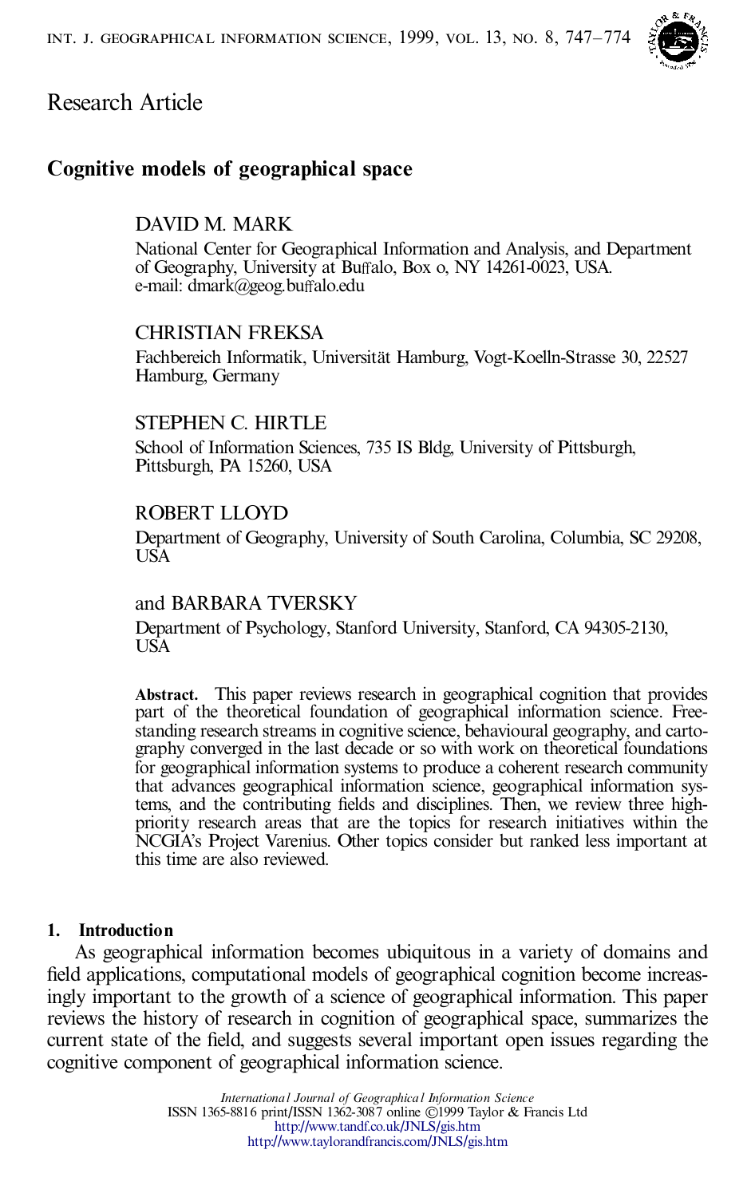Research Article

# Cognitive models of geographical space

DAVID M. MARK

National Center for Geographical Information and Analysis, and Department of Geography, University at Buffalo, Box o, NY 14261-0023, USA.
e-mail: dmark@geog.buffalo.edu

CHRISTIAN FREKSA

Fachbereich Informatik, Universität Hamburg, Vogt-Koelln-Strasse 30, 22527 Hamburg, Germany

STEPHEN C. HIRTLE

School of Information Sciences, 735 IS Bldg, University of Pittsburgh, Pittsburgh, PA 15260, USA

ROBERT LLOYD

Department of Geography, University of South Carolina, Columbia, SC 29208, USA

and BARBARA TVERSKY

Department of Psychology, Stanford University, Stanford, CA 94305-2130, USA

**Abstract.** This paper reviews research in geographical cognition that provides part of the theoretical foundation of geographical information science. Free-standing research streams in cognitive science, behavioural geography, and cartography converged in the last decade or so with work on theoretical foundations for geographical information systems to produce a coherent research community that advances geographical information science, geographical information systems, and the contributing fields and disciplines. Then, we review three high-priority research areas that are the topics for research initiatives within the NCGIA's Project Varenius. Other topics consider but ranked less important at this time are also reviewed.

## 1. Introduction

As geographical information becomes ubiquitous in a variety of domains and field applications, computational models of geographical cognition become increasingly important to the growth of a science of geographical information. This paper reviews the history of research in cognition of geographical space, summarizes the current state of the field, and suggests several important open issues regarding the cognitive component of geographical information science.

*International Journal of Geographical Information Science*
ISSN 1365-8816 print/ISSN 1362-3087 online ©1999 Taylor & Francis Ltd
http://www.tandf.co.uk/JNLS/gis.htm
http://www.taylorandfrancis.com/JNLS/gis.htm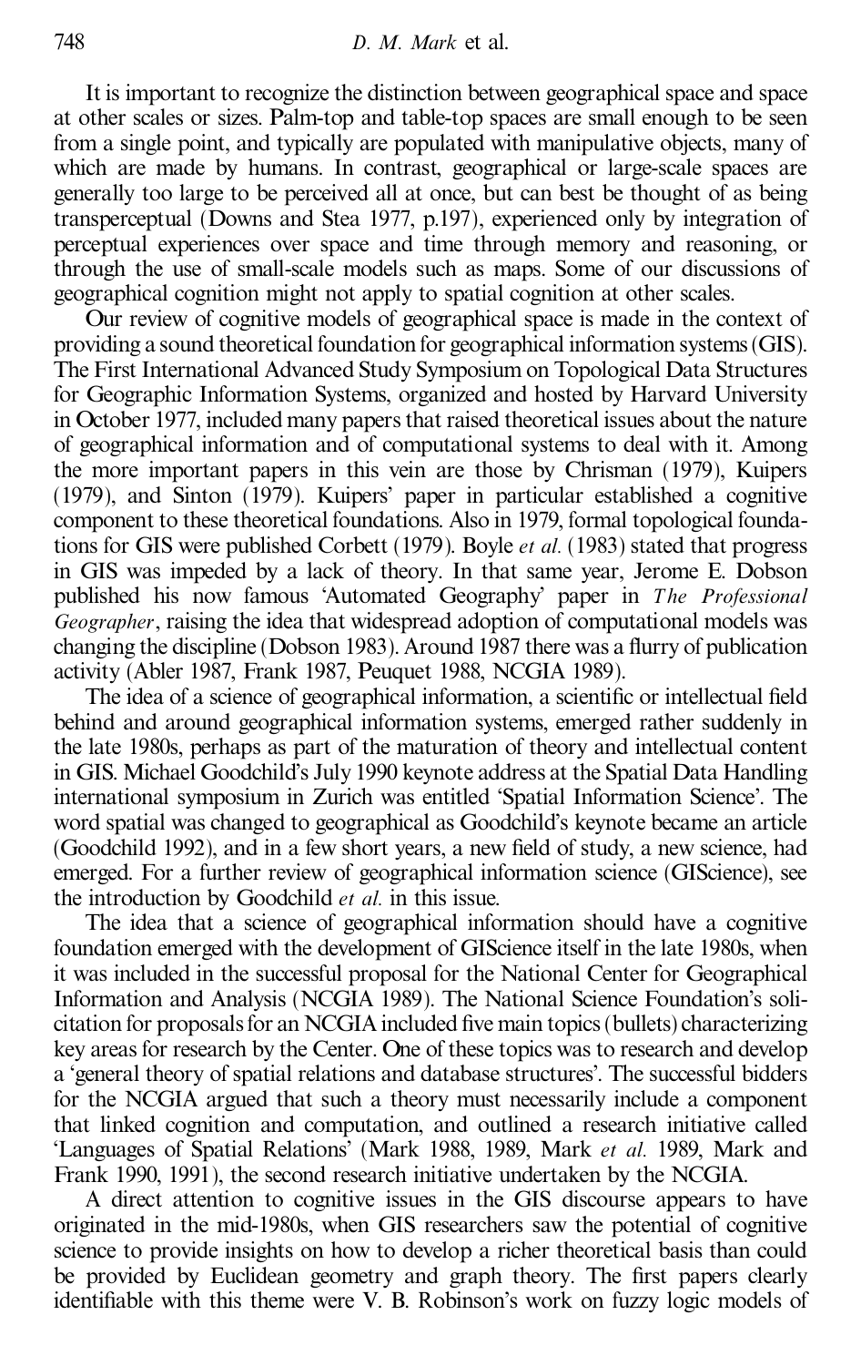It is important to recognize the distinction between geographical space and space at other scales or sizes. Palm-top and table-top spaces are small enough to be seen from a single point, and typically are populated with manipulative objects, many of which are made by humans. In contrast, geographical or large-scale spaces are generally too large to be perceived all at once, but can best be thought of as being transperceptual (Downs and Stea 1977, p.197), experienced only by integration of perceptual experiences over space and time through memory and reasoning, or through the use of small-scale models such as maps. Some of our discussions of geographical cognition might not apply to spatial cognition at other scales.

Our review of cognitive models of geographical space is made in the context of providing a sound theoretical foundation for geographical information systems (GIS). The First International Advanced Study Symposium on Topological Data Structures for Geographic Information Systems, organized and hosted by Harvard University in October 1977, included many papers that raised theoretical issues about the nature of geographical information and of computational systems to deal with it. Among the more important papers in this vein are those by Chrisman (1979), Kuipers (1979), and Sinton (1979). Kuipers' paper in particular established a cognitive component to these theoretical foundations. Also in 1979, formal topological foundations for GIS were published Corbett (1979). Boyle *et al.* (1983) stated that progress in GIS was impeded by a lack of theory. In that same year, Jerome E. Dobson published his now famous 'Automated Geography' paper in *The Professional Geographer*, raising the idea that widespread adoption of computational models was changing the discipline (Dobson 1983). Around 1987 there was a flurry of publication activity (Abler 1987, Frank 1987, Peuquet 1988, NCGIA 1989).

The idea of a science of geographical information, a scientific or intellectual field behind and around geographical information systems, emerged rather suddenly in the late 1980s, perhaps as part of the maturation of theory and intellectual content in GIS. Michael Goodchild's July 1990 keynote address at the Spatial Data Handling international symposium in Zurich was entitled 'Spatial Information Science'. The word spatial was changed to geographical as Goodchild's keynote became an article (Goodchild 1992), and in a few short years, a new field of study, a new science, had emerged. For a further review of geographical information science (GIScience), see the introduction by Goodchild *et al.* in this issue.

The idea that a science of geographical information should have a cognitive foundation emerged with the development of GIScience itself in the late 1980s, when it was included in the successful proposal for the National Center for Geographical Information and Analysis (NCGIA 1989). The National Science Foundation's solicitation for proposals for an NCGIA included five main topics (bullets) characterizing key areas for research by the Center. One of these topics was to research and develop a 'general theory of spatial relations and database structures'. The successful bidders for the NCGIA argued that such a theory must necessarily include a component that linked cognition and computation, and outlined a research initiative called 'Languages of Spatial Relations' (Mark 1988, 1989, Mark *et al.* 1989, Mark and Frank 1990, 1991), the second research initiative undertaken by the NCGIA.

A direct attention to cognitive issues in the GIS discourse appears to have originated in the mid-1980s, when GIS researchers saw the potential of cognitive science to provide insights on how to develop a richer theoretical basis than could be provided by Euclidean geometry and graph theory. The first papers clearly identifiable with this theme were V. B. Robinson's work on fuzzy logic models of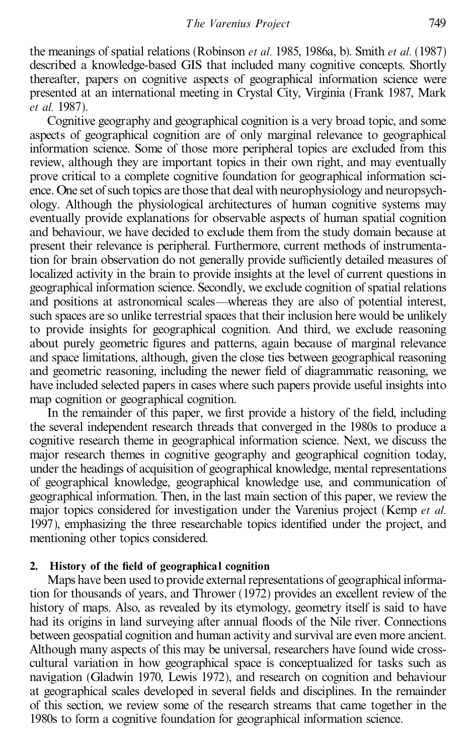the meanings of spatial relations (Robinson *et al.* 1985, 1986a, b). Smith *et al.* (1987) described a knowledge-based GIS that included many cognitive concepts. Shortly thereafter, papers on cognitive aspects of geographical information science were presented at an international meeting in Crystal City, Virginia (Frank 1987, Mark *et al.* 1987).

Cognitive geography and geographical cognition is a very broad topic, and some aspects of geographical cognition are of only marginal relevance to geographical information science. Some of those more peripheral topics are excluded from this review, although they are important topics in their own right, and may eventually prove critical to a complete cognitive foundation for geographical information science. One set of such topics are those that deal with neurophysiology and neuropsychology. Although the physiological architectures of human cognitive systems may eventually provide explanations for observable aspects of human spatial cognition and behaviour, we have decided to exclude them from the study domain because at present their relevance is peripheral. Furthermore, current methods of instrumentation for brain observation do not generally provide sufficiently detailed measures of localized activity in the brain to provide insights at the level of current questions in geographical information science. Secondly, we exclude cognition of spatial relations and positions at astronomical scales—whereas they are also of potential interest, such spaces are so unlike terrestrial spaces that their inclusion here would be unlikely to provide insights for geographical cognition. And third, we exclude reasoning about purely geometric figures and patterns, again because of marginal relevance and space limitations, although, given the close ties between geographical reasoning and geometric reasoning, including the newer field of diagrammatic reasoning, we have included selected papers in cases where such papers provide useful insights into map cognition or geographical cognition.

In the remainder of this paper, we first provide a history of the field, including the several independent research threads that converged in the 1980s to produce a cognitive research theme in geographical information science. Next, we discuss the major research themes in cognitive geography and geographical cognition today, under the headings of acquisition of geographical knowledge, mental representations of geographical knowledge, geographical knowledge use, and communication of geographical information. Then, in the last main section of this paper, we review the major topics considered for investigation under the Varenius project (Kemp *et al.* 1997), emphasizing the three researchable topics identified under the project, and mentioning other topics considered.

## 2. History of the field of geographical cognition

Maps have been used to provide external representations of geographical information for thousands of years, and Thrower (1972) provides an excellent review of the history of maps. Also, as revealed by its etymology, geometry itself is said to have had its origins in land surveying after annual floods of the Nile river. Connections between geospatial cognition and human activity and survival are even more ancient. Although many aspects of this may be universal, researchers have found wide cross-cultural variation in how geographical space is conceptualized for tasks such as navigation (Gladwin 1970, Lewis 1972), and research on cognition and behaviour at geographical scales developed in several fields and disciplines. In the remainder of this section, we review some of the research streams that came together in the 1980s to form a cognitive foundation for geographical information science.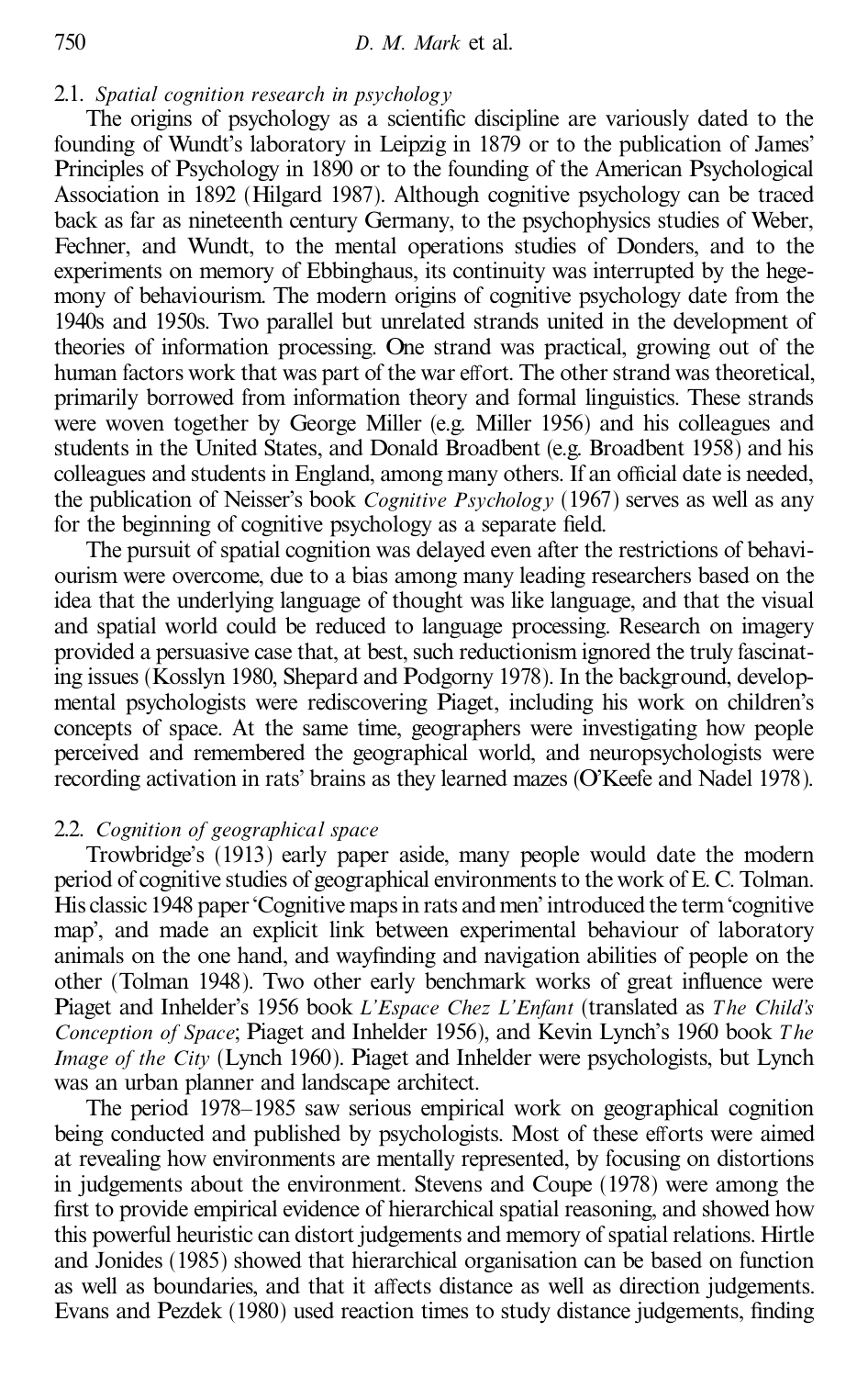### 2.1. *Spatial cognition research in psychology*

The origins of psychology as a scientific discipline are variously dated to the founding of Wundt's laboratory in Leipzig in 1879 or to the publication of James' Principles of Psychology in 1890 or to the founding of the American Psychological Association in 1892 (Hilgard 1987). Although cognitive psychology can be traced back as far as nineteenth century Germany, to the psychophysics studies of Weber, Fechner, and Wundt, to the mental operations studies of Donders, and to the experiments on memory of Ebbinghaus, its continuity was interrupted by the hegemony of behaviourism. The modern origins of cognitive psychology date from the 1940s and 1950s. Two parallel but unrelated strands united in the development of theories of information processing. One strand was practical, growing out of the human factors work that was part of the war effort. The other strand was theoretical, primarily borrowed from information theory and formal linguistics. These strands were woven together by George Miller (e.g. Miller 1956) and his colleagues and students in the United States, and Donald Broadbent (e.g. Broadbent 1958) and his colleagues and students in England, among many others. If an official date is needed, the publication of Neisser's book *Cognitive Psychology* (1967) serves as well as any for the beginning of cognitive psychology as a separate field.

The pursuit of spatial cognition was delayed even after the restrictions of behaviourism were overcome, due to a bias among many leading researchers based on the idea that the underlying language of thought was like language, and that the visual and spatial world could be reduced to language processing. Research on imagery provided a persuasive case that, at best, such reductionism ignored the truly fascinating issues (Kosslyn 1980, Shepard and Podgorny 1978). In the background, developmental psychologists were rediscovering Piaget, including his work on children's concepts of space. At the same time, geographers were investigating how people perceived and remembered the geographical world, and neuropsychologists were recording activation in rats' brains as they learned mazes (O'Keefe and Nadel 1978).

### 2.2. *Cognition of geographical space*

Trowbridge's (1913) early paper aside, many people would date the modern period of cognitive studies of geographical environments to the work of E. C. Tolman. His classic 1948 paper 'Cognitive maps in rats and men' introduced the term 'cognitive map', and made an explicit link between experimental behaviour of laboratory animals on the one hand, and wayfinding and navigation abilities of people on the other (Tolman 1948). Two other early benchmark works of great influence were Piaget and Inhelder's 1956 book *L'Espace Chez L'Enfant* (translated as *The Child's Conception of Space*; Piaget and Inhelder 1956), and Kevin Lynch's 1960 book *The Image of the City* (Lynch 1960). Piaget and Inhelder were psychologists, but Lynch was an urban planner and landscape architect.

The period 1978–1985 saw serious empirical work on geographical cognition being conducted and published by psychologists. Most of these efforts were aimed at revealing how environments are mentally represented, by focusing on distortions in judgements about the environment. Stevens and Coupe (1978) were among the first to provide empirical evidence of hierarchical spatial reasoning, and showed how this powerful heuristic can distort judgements and memory of spatial relations. Hirtle and Jonides (1985) showed that hierarchical organisation can be based on function as well as boundaries, and that it affects distance as well as direction judgements. Evans and Pezdek (1980) used reaction times to study distance judgements, finding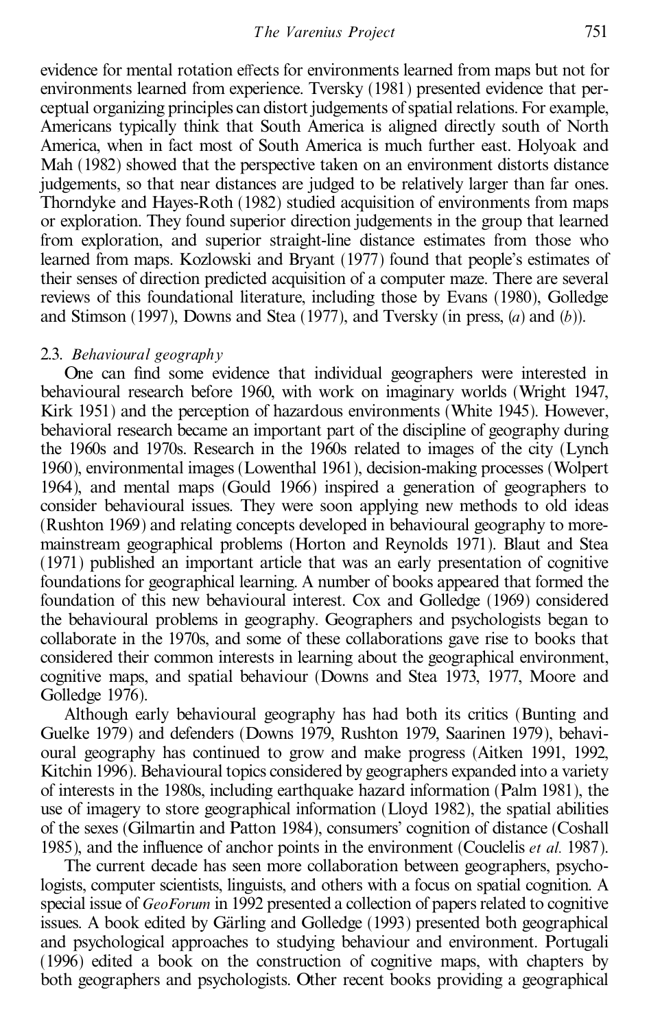evidence for mental rotation effects for environments learned from maps but not for environments learned from experience. Tversky (1981) presented evidence that perceptual organizing principles can distort judgements of spatial relations. For example, Americans typically think that South America is aligned directly south of North America, when in fact most of South America is much further east. Holyoak and Mah (1982) showed that the perspective taken on an environment distorts distance judgements, so that near distances are judged to be relatively larger than far ones. Thorndyke and Hayes-Roth (1982) studied acquisition of environments from maps or exploration. They found superior direction judgements in the group that learned from exploration, and superior straight-line distance estimates from those who learned from maps. Kozlowski and Bryant (1977) found that people's estimates of their senses of direction predicted acquisition of a computer maze. There are several reviews of this foundational literature, including those by Evans (1980), Golledge and Stimson (1997), Downs and Stea (1977), and Tversky (in press, (*a*) and (*b*)).

### 2.3. *Behavioural geography*

One can find some evidence that individual geographers were interested in behavioural research before 1960, with work on imaginary worlds (Wright 1947, Kirk 1951) and the perception of hazardous environments (White 1945). However, behavioral research became an important part of the discipline of geography during the 1960s and 1970s. Research in the 1960s related to images of the city (Lynch 1960), environmental images (Lowenthal 1961), decision-making processes (Wolpert 1964), and mental maps (Gould 1966) inspired a generation of geographers to consider behavioural issues. They were soon applying new methods to old ideas (Rushton 1969) and relating concepts developed in behavioural geography to more-mainstream geographical problems (Horton and Reynolds 1971). Blaut and Stea (1971) published an important article that was an early presentation of cognitive foundations for geographical learning. A number of books appeared that formed the foundation of this new behavioural interest. Cox and Golledge (1969) considered the behavioural problems in geography. Geographers and psychologists began to collaborate in the 1970s, and some of these collaborations gave rise to books that considered their common interests in learning about the geographical environment, cognitive maps, and spatial behaviour (Downs and Stea 1973, 1977, Moore and Golledge 1976).

Although early behavioural geography has had both its critics (Bunting and Guelke 1979) and defenders (Downs 1979, Rushton 1979, Saarinen 1979), behavioural geography has continued to grow and make progress (Aitken 1991, 1992, Kitchin 1996). Behavioural topics considered by geographers expanded into a variety of interests in the 1980s, including earthquake hazard information (Palm 1981), the use of imagery to store geographical information (Lloyd 1982), the spatial abilities of the sexes (Gilmartin and Patton 1984), consumers' cognition of distance (Coshall 1985), and the influence of anchor points in the environment (Couclelis *et al.* 1987).

The current decade has seen more collaboration between geographers, psychologists, computer scientists, linguists, and others with a focus on spatial cognition. A special issue of *GeoForum* in 1992 presented a collection of papers related to cognitive issues. A book edited by Gärling and Golledge (1993) presented both geographical and psychological approaches to studying behaviour and environment. Portugali (1996) edited a book on the construction of cognitive maps, with chapters by both geographers and psychologists. Other recent books providing a geographical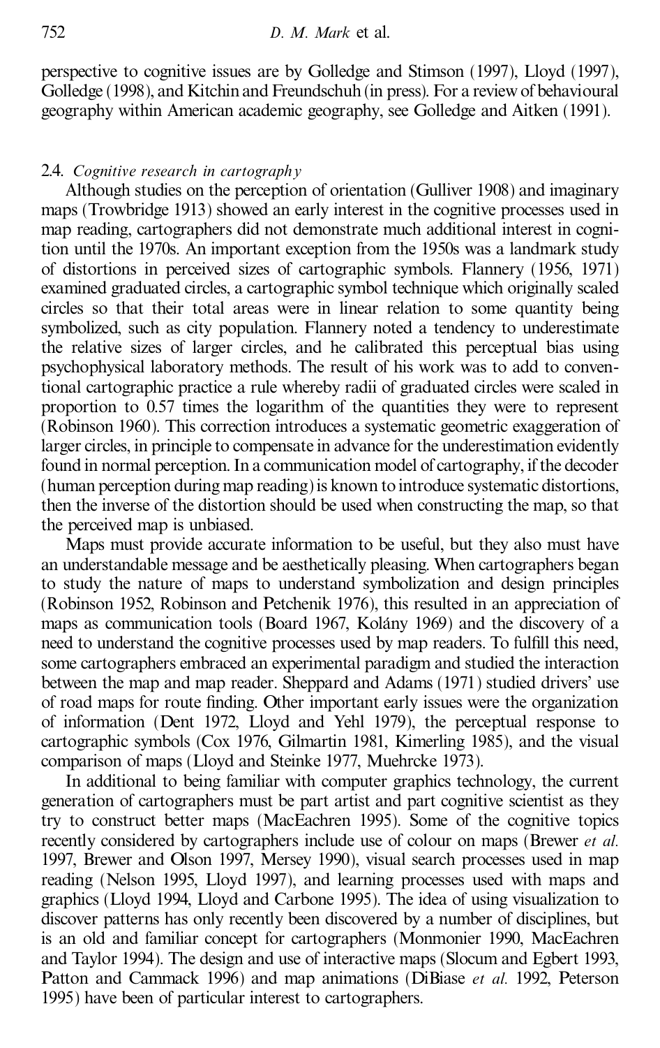perspective to cognitive issues are by Golledge and Stimson (1997), Lloyd (1997), Golledge (1998), and Kitchin and Freundschuh (in press). For a review of behavioural geography within American academic geography, see Golledge and Aitken (1991).

### 2.4. *Cognitive research in cartography*

Although studies on the perception of orientation (Gulliver 1908) and imaginary maps (Trowbridge 1913) showed an early interest in the cognitive processes used in map reading, cartographers did not demonstrate much additional interest in cognition until the 1970s. An important exception from the 1950s was a landmark study of distortions in perceived sizes of cartographic symbols. Flannery (1956, 1971) examined graduated circles, a cartographic symbol technique which originally scaled circles so that their total areas were in linear relation to some quantity being symbolized, such as city population. Flannery noted a tendency to underestimate the relative sizes of larger circles, and he calibrated this perceptual bias using psychophysical laboratory methods. The result of his work was to add to conventional cartographic practice a rule whereby radii of graduated circles were scaled in proportion to 0.57 times the logarithm of the quantities they were to represent (Robinson 1960). This correction introduces a systematic geometric exaggeration of larger circles, in principle to compensate in advance for the underestimation evidently found in normal perception. In a communication model of cartography, if the decoder (human perception during map reading) is known to introduce systematic distortions, then the inverse of the distortion should be used when constructing the map, so that the perceived map is unbiased.

Maps must provide accurate information to be useful, but they also must have an understandable message and be aesthetically pleasing. When cartographers began to study the nature of maps to understand symbolization and design principles (Robinson 1952, Robinson and Petchenik 1976), this resulted in an appreciation of maps as communication tools (Board 1967, Kolány 1969) and the discovery of a need to understand the cognitive processes used by map readers. To fulfill this need, some cartographers embraced an experimental paradigm and studied the interaction between the map and map reader. Sheppard and Adams (1971) studied drivers' use of road maps for route finding. Other important early issues were the organization of information (Dent 1972, Lloyd and Yehl 1979), the perceptual response to cartographic symbols (Cox 1976, Gilmartin 1981, Kimerling 1985), and the visual comparison of maps (Lloyd and Steinke 1977, Muehrcke 1973).

In additional to being familiar with computer graphics technology, the current generation of cartographers must be part artist and part cognitive scientist as they try to construct better maps (MacEachren 1995). Some of the cognitive topics recently considered by cartographers include use of colour on maps (Brewer *et al.* 1997, Brewer and Olson 1997, Mersey 1990), visual search processes used in map reading (Nelson 1995, Lloyd 1997), and learning processes used with maps and graphics (Lloyd 1994, Lloyd and Carbone 1995). The idea of using visualization to discover patterns has only recently been discovered by a number of disciplines, but is an old and familiar concept for cartographers (Monmonier 1990, MacEachren and Taylor 1994). The design and use of interactive maps (Slocum and Egbert 1993, Patton and Cammack 1996) and map animations (DiBiase *et al.* 1992, Peterson 1995) have been of particular interest to cartographers.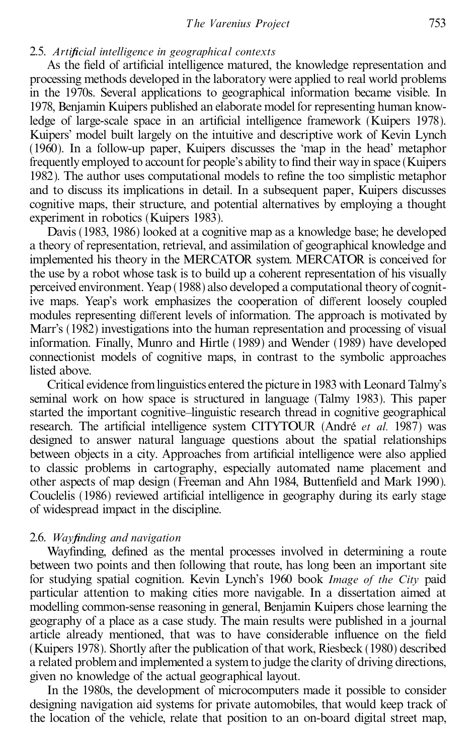### 2.5. *Artificial intelligence in geographical contexts*

As the field of artificial intelligence matured, the knowledge representation and processing methods developed in the laboratory were applied to real world problems in the 1970s. Several applications to geographical information became visible. In 1978, Benjamin Kuipers published an elaborate model for representing human knowledge of large-scale space in an artificial intelligence framework (Kuipers 1978). Kuipers' model built largely on the intuitive and descriptive work of Kevin Lynch (1960). In a follow-up paper, Kuipers discusses the 'map in the head' metaphor frequently employed to account for people's ability to find their way in space (Kuipers 1982). The author uses computational models to refine the too simplistic metaphor and to discuss its implications in detail. In a subsequent paper, Kuipers discusses cognitive maps, their structure, and potential alternatives by employing a thought experiment in robotics (Kuipers 1983).

Davis (1983, 1986) looked at a cognitive map as a knowledge base; he developed a theory of representation, retrieval, and assimilation of geographical knowledge and implemented his theory in the MERCATOR system. MERCATOR is conceived for the use by a robot whose task is to build up a coherent representation of his visually perceived environment. Yeap (1988) also developed a computational theory of cognitive maps. Yeap's work emphasizes the cooperation of different loosely coupled modules representing different levels of information. The approach is motivated by Marr's (1982) investigations into the human representation and processing of visual information. Finally, Munro and Hirtle (1989) and Wender (1989) have developed connectionist models of cognitive maps, in contrast to the symbolic approaches listed above.

Critical evidence from linguistics entered the picture in 1983 with Leonard Talmy's seminal work on how space is structured in language (Talmy 1983). This paper started the important cognitive–linguistic research thread in cognitive geographical research. The artificial intelligence system CITYTOUR (André *et al.* 1987) was designed to answer natural language questions about the spatial relationships between objects in a city. Approaches from artificial intelligence were also applied to classic problems in cartography, especially automated name placement and other aspects of map design (Freeman and Ahn 1984, Buttenfield and Mark 1990). Couclelis (1986) reviewed artificial intelligence in geography during its early stage of widespread impact in the discipline.

### 2.6. *Wayfinding and navigation*

Wayfinding, defined as the mental processes involved in determining a route between two points and then following that route, has long been an important site for studying spatial cognition. Kevin Lynch's 1960 book *Image of the City* paid particular attention to making cities more navigable. In a dissertation aimed at modelling common-sense reasoning in general, Benjamin Kuipers chose learning the geography of a place as a case study. The main results were published in a journal article already mentioned, that was to have considerable influence on the field (Kuipers 1978). Shortly after the publication of that work, Riesbeck (1980) described a related problem and implemented a system to judge the clarity of driving directions, given no knowledge of the actual geographical layout.

In the 1980s, the development of microcomputers made it possible to consider designing navigation aid systems for private automobiles, that would keep track of the location of the vehicle, relate that position to an on-board digital street map,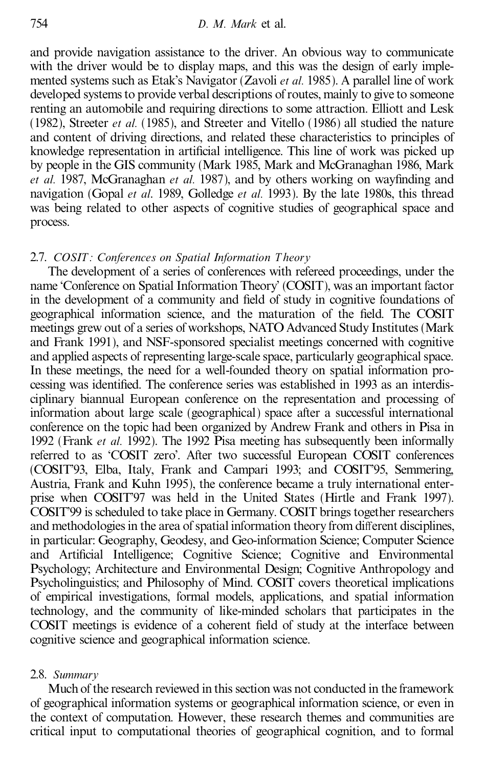and provide navigation assistance to the driver. An obvious way to communicate with the driver would be to display maps, and this was the design of early implemented systems such as Etak's Navigator (Zavoli *et al.* 1985). A parallel line of work developed systems to provide verbal descriptions of routes, mainly to give to someone renting an automobile and requiring directions to some attraction. Elliott and Lesk (1982), Streeter *et al.* (1985), and Streeter and Vitello (1986) all studied the nature and content of driving directions, and related these characteristics to principles of knowledge representation in artificial intelligence. This line of work was picked up by people in the GIS community (Mark 1985, Mark and McGranaghan 1986, Mark *et al.* 1987, McGranaghan *et al.* 1987), and by others working on wayfinding and navigation (Gopal *et al*. 1989, Golledge *et al.* 1993). By the late 1980s, this thread was being related to other aspects of cognitive studies of geographical space and process.

### 2.7. *COSIT: Conferences on Spatial Information Theory*

The development of a series of conferences with refereed proceedings, under the name 'Conference on Spatial Information Theory' (COSIT), was an important factor in the development of a community and field of study in cognitive foundations of geographical information science, and the maturation of the field. The COSIT meetings grew out of a series of workshops, NATO Advanced Study Institutes (Mark and Frank 1991), and NSF-sponsored specialist meetings concerned with cognitive and applied aspects of representing large-scale space, particularly geographical space. In these meetings, the need for a well-founded theory on spatial information processing was identified. The conference series was established in 1993 as an interdisciplinary biannual European conference on the representation and processing of information about large scale (geographical) space after a successful international conference on the topic had been organized by Andrew Frank and others in Pisa in 1992 (Frank *et al.* 1992). The 1992 Pisa meeting has subsequently been informally referred to as 'COSIT zero'. After two successful European COSIT conferences (COSIT'93, Elba, Italy, Frank and Campari 1993; and COSIT'95, Semmering, Austria, Frank and Kuhn 1995), the conference became a truly international enterprise when COSIT'97 was held in the United States (Hirtle and Frank 1997). COSIT'99 is scheduled to take place in Germany. COSIT brings together researchers and methodologies in the area of spatial information theory from different disciplines, in particular: Geography, Geodesy, and Geo-information Science; Computer Science and Artificial Intelligence; Cognitive Science; Cognitive and Environmental Psychology; Architecture and Environmental Design; Cognitive Anthropology and Psycholinguistics; and Philosophy of Mind. COSIT covers theoretical implications of empirical investigations, formal models, applications, and spatial information technology, and the community of like-minded scholars that participates in the COSIT meetings is evidence of a coherent field of study at the interface between cognitive science and geographical information science.

### 2.8. *Summary*

Much of the research reviewed in this section was not conducted in the framework of geographical information systems or geographical information science, or even in the context of computation. However, these research themes and communities are critical input to computational theories of geographical cognition, and to formal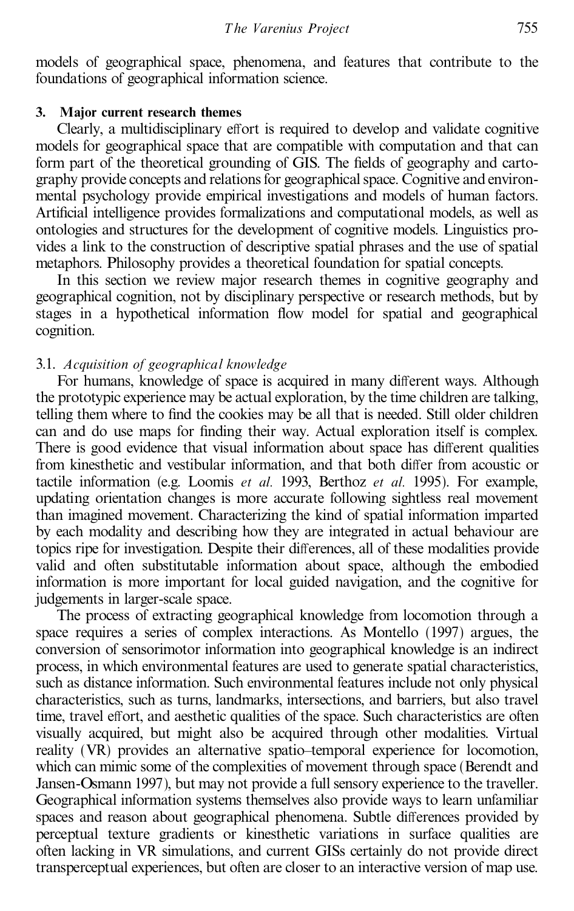models of geographical space, phenomena, and features that contribute to the foundations of geographical information science.

## 3. Major current research themes

Clearly, a multidisciplinary effort is required to develop and validate cognitive models for geographical space that are compatible with computation and that can form part of the theoretical grounding of GIS. The fields of geography and cartography provide concepts and relations for geographical space. Cognitive and environmental psychology provide empirical investigations and models of human factors. Artificial intelligence provides formalizations and computational models, as well as ontologies and structures for the development of cognitive models. Linguistics provides a link to the construction of descriptive spatial phrases and the use of spatial metaphors. Philosophy provides a theoretical foundation for spatial concepts.

In this section we review major research themes in cognitive geography and geographical cognition, not by disciplinary perspective or research methods, but by stages in a hypothetical information flow model for spatial and geographical cognition.

### 3.1. *Acquisition of geographical knowledge*

For humans, knowledge of space is acquired in many different ways. Although the prototypic experience may be actual exploration, by the time children are talking, telling them where to find the cookies may be all that is needed. Still older children can and do use maps for finding their way. Actual exploration itself is complex. There is good evidence that visual information about space has different qualities from kinesthetic and vestibular information, and that both differ from acoustic or tactile information (e.g. Loomis *et al.* 1993, Berthoz *et al.* 1995). For example, updating orientation changes is more accurate following sightless real movement than imagined movement. Characterizing the kind of spatial information imparted by each modality and describing how they are integrated in actual behaviour are topics ripe for investigation. Despite their differences, all of these modalities provide valid and often substitutable information about space, although the embodied information is more important for local guided navigation, and the cognitive for judgements in larger-scale space.

The process of extracting geographical knowledge from locomotion through a space requires a series of complex interactions. As Montello (1997) argues, the conversion of sensorimotor information into geographical knowledge is an indirect process, in which environmental features are used to generate spatial characteristics, such as distance information. Such environmental features include not only physical characteristics, such as turns, landmarks, intersections, and barriers, but also travel time, travel effort, and aesthetic qualities of the space. Such characteristics are often visually acquired, but might also be acquired through other modalities. Virtual reality (VR) provides an alternative spatio–temporal experience for locomotion, which can mimic some of the complexities of movement through space (Berendt and Jansen-Osmann 1997), but may not provide a full sensory experience to the traveller. Geographical information systems themselves also provide ways to learn unfamiliar spaces and reason about geographical phenomena. Subtle differences provided by perceptual texture gradients or kinesthetic variations in surface qualities are often lacking in VR simulations, and current GISs certainly do not provide direct transperceptual experiences, but often are closer to an interactive version of map use.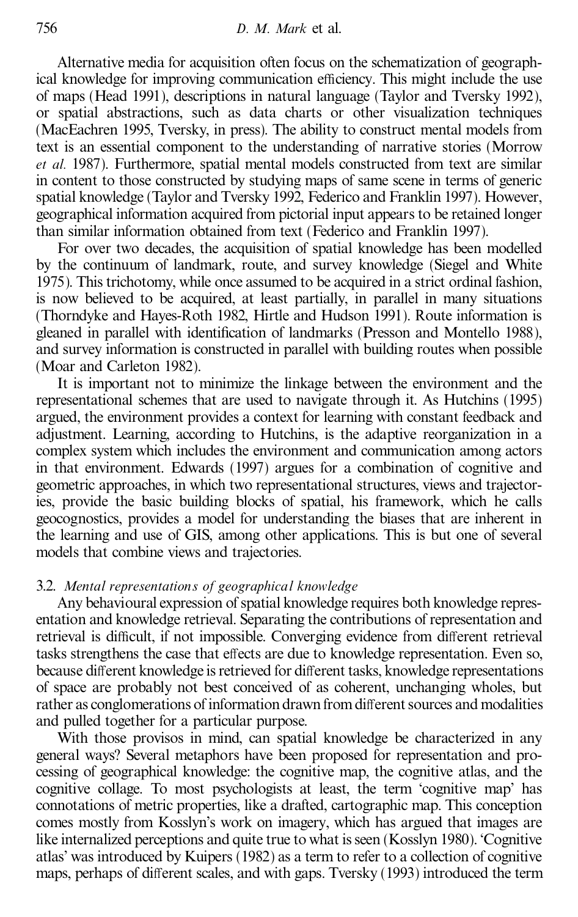Alternative media for acquisition often focus on the schematization of geographical knowledge for improving communication efficiency. This might include the use of maps (Head 1991), descriptions in natural language (Taylor and Tversky 1992), or spatial abstractions, such as data charts or other visualization techniques (MacEachren 1995, Tversky, in press). The ability to construct mental models from text is an essential component to the understanding of narrative stories (Morrow *et al.* 1987). Furthermore, spatial mental models constructed from text are similar in content to those constructed by studying maps of same scene in terms of generic spatial knowledge (Taylor and Tversky 1992, Federico and Franklin 1997). However, geographical information acquired from pictorial input appears to be retained longer than similar information obtained from text (Federico and Franklin 1997).

For over two decades, the acquisition of spatial knowledge has been modelled by the continuum of landmark, route, and survey knowledge (Siegel and White 1975). This trichotomy, while once assumed to be acquired in a strict ordinal fashion, is now believed to be acquired, at least partially, in parallel in many situations (Thorndyke and Hayes-Roth 1982, Hirtle and Hudson 1991). Route information is gleaned in parallel with identification of landmarks (Presson and Montello 1988), and survey information is constructed in parallel with building routes when possible (Moar and Carleton 1982).

It is important not to minimize the linkage between the environment and the representational schemes that are used to navigate through it. As Hutchins (1995) argued, the environment provides a context for learning with constant feedback and adjustment. Learning, according to Hutchins, is the adaptive reorganization in a complex system which includes the environment and communication among actors in that environment. Edwards (1997) argues for a combination of cognitive and geometric approaches, in which two representational structures, views and trajectories, provide the basic building blocks of spatial, his framework, which he calls geocognostics, provides a model for understanding the biases that are inherent in the learning and use of GIS, among other applications. This is but one of several models that combine views and trajectories.

### 3.2. *Mental representations of geographical knowledge*

Any behavioural expression of spatial knowledge requires both knowledge representation and knowledge retrieval. Separating the contributions of representation and retrieval is difficult, if not impossible. Converging evidence from different retrieval tasks strengthens the case that effects are due to knowledge representation. Even so, because different knowledge is retrieved for different tasks, knowledge representations of space are probably not best conceived of as coherent, unchanging wholes, but rather as conglomerations of information drawn from different sources and modalities and pulled together for a particular purpose.

With those provisos in mind, can spatial knowledge be characterized in any general ways? Several metaphors have been proposed for representation and processing of geographical knowledge: the cognitive map, the cognitive atlas, and the cognitive collage. To most psychologists at least, the term 'cognitive map' has connotations of metric properties, like a drafted, cartographic map. This conception comes mostly from Kosslyn's work on imagery, which has argued that images are like internalized perceptions and quite true to what is seen (Kosslyn 1980). 'Cognitive atlas' was introduced by Kuipers (1982) as a term to refer to a collection of cognitive maps, perhaps of different scales, and with gaps. Tversky (1993) introduced the term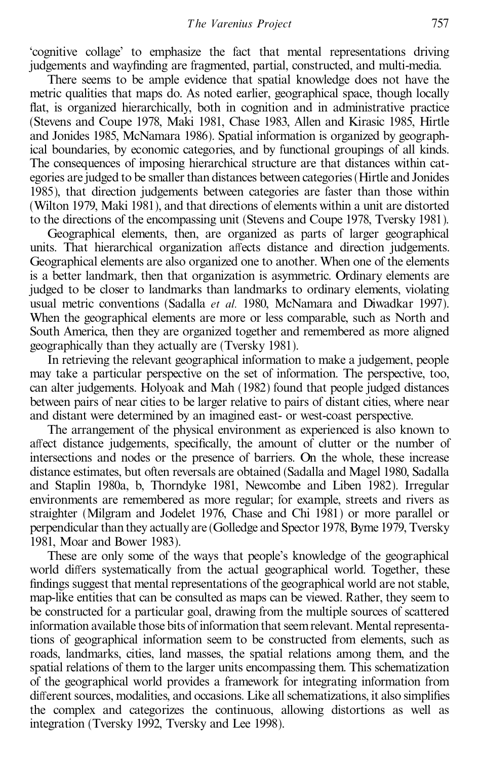'cognitive collage' to emphasize the fact that mental representations driving judgements and wayfinding are fragmented, partial, constructed, and multi-media.

There seems to be ample evidence that spatial knowledge does not have the metric qualities that maps do. As noted earlier, geographical space, though locally flat, is organized hierarchically, both in cognition and in administrative practice (Stevens and Coupe 1978, Maki 1981, Chase 1983, Allen and Kirasic 1985, Hirtle and Jonides 1985, McNamara 1986). Spatial information is organized by geographical boundaries, by economic categories, and by functional groupings of all kinds. The consequences of imposing hierarchical structure are that distances within categories are judged to be smaller than distances between categories (Hirtle and Jonides 1985), that direction judgements between categories are faster than those within (Wilton 1979, Maki 1981), and that directions of elements within a unit are distorted to the directions of the encompassing unit (Stevens and Coupe 1978, Tversky 1981).

Geographical elements, then, are organized as parts of larger geographical units. That hierarchical organization affects distance and direction judgements. Geographical elements are also organized one to another. When one of the elements is a better landmark, then that organization is asymmetric. Ordinary elements are judged to be closer to landmarks than landmarks to ordinary elements, violating usual metric conventions (Sadalla *et al.* 1980, McNamara and Diwadkar 1997). When the geographical elements are more or less comparable, such as North and South America, then they are organized together and remembered as more aligned geographically than they actually are (Tversky 1981).

In retrieving the relevant geographical information to make a judgement, people may take a particular perspective on the set of information. The perspective, too, can alter judgements. Holyoak and Mah (1982) found that people judged distances between pairs of near cities to be larger relative to pairs of distant cities, where near and distant were determined by an imagined east- or west-coast perspective.

The arrangement of the physical environment as experienced is also known to affect distance judgements, specifically, the amount of clutter or the number of intersections and nodes or the presence of barriers. On the whole, these increase distance estimates, but often reversals are obtained (Sadalla and Magel 1980, Sadalla and Staplin 1980a, b, Thorndyke 1981, Newcombe and Liben 1982). Irregular environments are remembered as more regular; for example, streets and rivers as straighter (Milgram and Jodelet 1976, Chase and Chi 1981) or more parallel or perpendicular than they actually are (Golledge and Spector 1978, Byrne 1979, Tversky 1981, Moar and Bower 1983).

These are only some of the ways that people's knowledge of the geographical world differs systematically from the actual geographical world. Together, these findings suggest that mental representations of the geographical world are not stable, map-like entities that can be consulted as maps can be viewed. Rather, they seem to be constructed for a particular goal, drawing from the multiple sources of scattered information available those bits of information that seem relevant. Mental representations of geographical information seem to be constructed from elements, such as roads, landmarks, cities, land masses, the spatial relations among them, and the spatial relations of them to the larger units encompassing them. This schematization of the geographical world provides a framework for integrating information from different sources, modalities, and occasions. Like all schematizations, it also simplifies the complex and categorizes the continuous, allowing distortions as well as integration (Tversky 1992, Tversky and Lee 1998).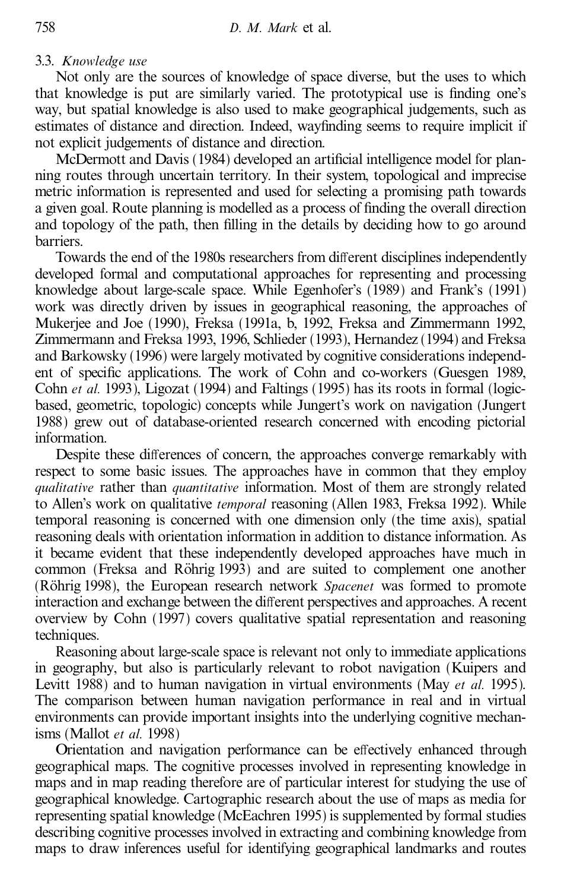### 3.3. *Knowledge use*

Not only are the sources of knowledge of space diverse, but the uses to which that knowledge is put are similarly varied. The prototypical use is finding one's way, but spatial knowledge is also used to make geographical judgements, such as estimates of distance and direction. Indeed, wayfinding seems to require implicit if not explicit judgements of distance and direction.

McDermott and Davis (1984) developed an artificial intelligence model for planning routes through uncertain territory. In their system, topological and imprecise metric information is represented and used for selecting a promising path towards a given goal. Route planning is modelled as a process of finding the overall direction and topology of the path, then filling in the details by deciding how to go around barriers.

Towards the end of the 1980s researchers from different disciplines independently developed formal and computational approaches for representing and processing knowledge about large-scale space. While Egenhofer's (1989) and Frank's (1991) work was directly driven by issues in geographical reasoning, the approaches of Mukerjee and Joe (1990), Freksa (1991a, b, 1992, Freksa and Zimmermann 1992, Zimmermann and Freksa 1993, 1996, Schlieder (1993), Hernandez (1994) and Freksa and Barkowsky (1996) were largely motivated by cognitive considerations independent of specific applications. The work of Cohn and co-workers (Guesgen 1989, Cohn *et al.* 1993), Ligozat (1994) and Faltings (1995) has its roots in formal (logic-based, geometric, topologic) concepts while Jungert's work on navigation (Jungert 1988) grew out of database-oriented research concerned with encoding pictorial information.

Despite these differences of concern, the approaches converge remarkably with respect to some basic issues. The approaches have in common that they employ *qualitative* rather than *quantitative* information. Most of them are strongly related to Allen's work on qualitative *temporal* reasoning (Allen 1983, Freksa 1992). While temporal reasoning is concerned with one dimension only (the time axis), spatial reasoning deals with orientation information in addition to distance information. As it became evident that these independently developed approaches have much in common (Freksa and Röhrig 1993) and are suited to complement one another (Röhrig 1998), the European research network *Spacenet* was formed to promote interaction and exchange between the different perspectives and approaches. A recent overview by Cohn (1997) covers qualitative spatial representation and reasoning techniques.

Reasoning about large-scale space is relevant not only to immediate applications in geography, but also is particularly relevant to robot navigation (Kuipers and Levitt 1988) and to human navigation in virtual environments (May *et al.* 1995). The comparison between human navigation performance in real and in virtual environments can provide important insights into the underlying cognitive mechanisms (Mallot *et al.* 1998)

Orientation and navigation performance can be effectively enhanced through geographical maps. The cognitive processes involved in representing knowledge in maps and in map reading therefore are of particular interest for studying the use of geographical knowledge. Cartographic research about the use of maps as media for representing spatial knowledge (McEachren 1995) is supplemented by formal studies describing cognitive processes involved in extracting and combining knowledge from maps to draw inferences useful for identifying geographical landmarks and routes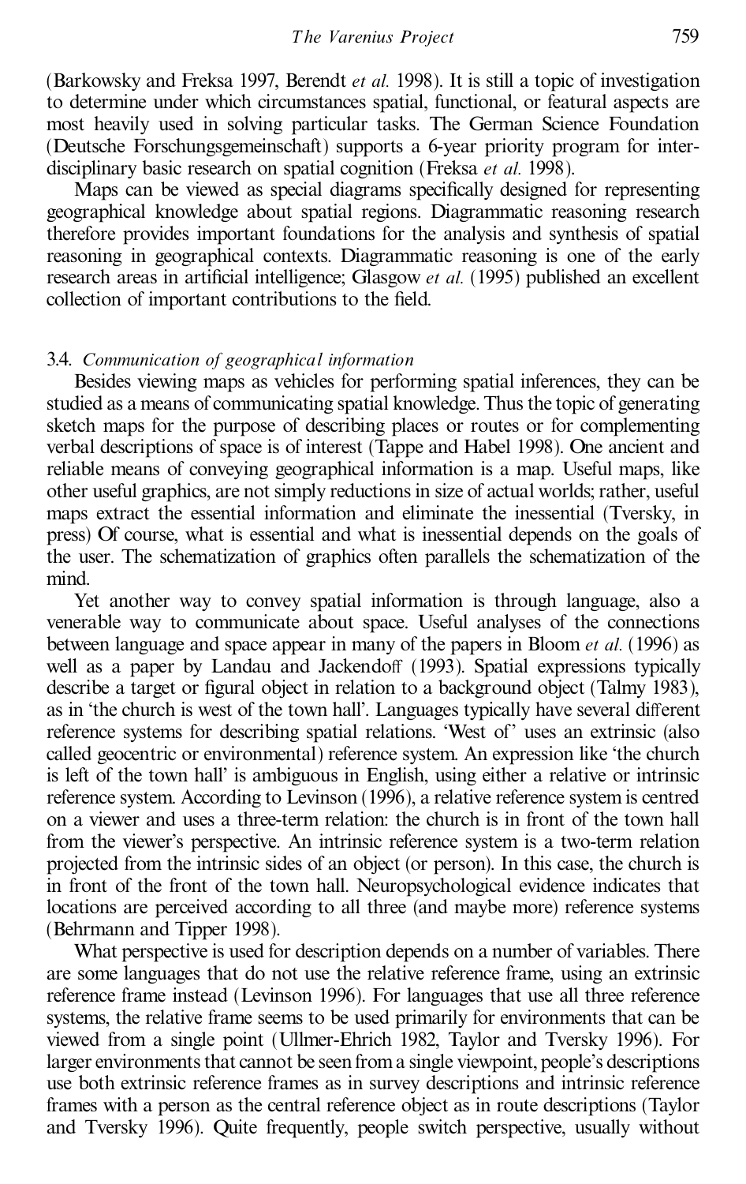(Barkowsky and Freksa 1997, Berendt *et al.* 1998). It is still a topic of investigation to determine under which circumstances spatial, functional, or featural aspects are most heavily used in solving particular tasks. The German Science Foundation (Deutsche Forschungsgemeinschaft) supports a 6-year priority program for interdisciplinary basic research on spatial cognition (Freksa *et al.* 1998).

Maps can be viewed as special diagrams specifically designed for representing geographical knowledge about spatial regions. Diagrammatic reasoning research therefore provides important foundations for the analysis and synthesis of spatial reasoning in geographical contexts. Diagrammatic reasoning is one of the early research areas in artificial intelligence; Glasgow *et al.* (1995) published an excellent collection of important contributions to the field.

### 3.4. *Communication of geographical information*

Besides viewing maps as vehicles for performing spatial inferences, they can be studied as a means of communicating spatial knowledge. Thus the topic of generating sketch maps for the purpose of describing places or routes or for complementing verbal descriptions of space is of interest (Tappe and Habel 1998). One ancient and reliable means of conveying geographical information is a map. Useful maps, like other useful graphics, are not simply reductions in size of actual worlds; rather, useful maps extract the essential information and eliminate the inessential (Tversky, in press) Of course, what is essential and what is inessential depends on the goals of the user. The schematization of graphics often parallels the schematization of the mind.

Yet another way to convey spatial information is through language, also a venerable way to communicate about space. Useful analyses of the connections between language and space appear in many of the papers in Bloom *et al.* (1996) as well as a paper by Landau and Jackendoff (1993). Spatial expressions typically describe a target or figural object in relation to a background object (Talmy 1983), as in 'the church is west of the town hall'. Languages typically have several different reference systems for describing spatial relations. 'West of' uses an extrinsic (also called geocentric or environmental) reference system. An expression like 'the church is left of the town hall' is ambiguous in English, using either a relative or intrinsic reference system. According to Levinson (1996), a relative reference system is centred on a viewer and uses a three-term relation: the church is in front of the town hall from the viewer's perspective. An intrinsic reference system is a two-term relation projected from the intrinsic sides of an object (or person). In this case, the church is in front of the front of the town hall. Neuropsychological evidence indicates that locations are perceived according to all three (and maybe more) reference systems (Behrmann and Tipper 1998).

What perspective is used for description depends on a number of variables. There are some languages that do not use the relative reference frame, using an extrinsic reference frame instead (Levinson 1996). For languages that use all three reference systems, the relative frame seems to be used primarily for environments that can be viewed from a single point (Ullmer-Ehrich 1982, Taylor and Tversky 1996). For larger environments that cannot be seen from a single viewpoint, people's descriptions use both extrinsic reference frames as in survey descriptions and intrinsic reference frames with a person as the central reference object as in route descriptions (Taylor and Tversky 1996). Quite frequently, people switch perspective, usually without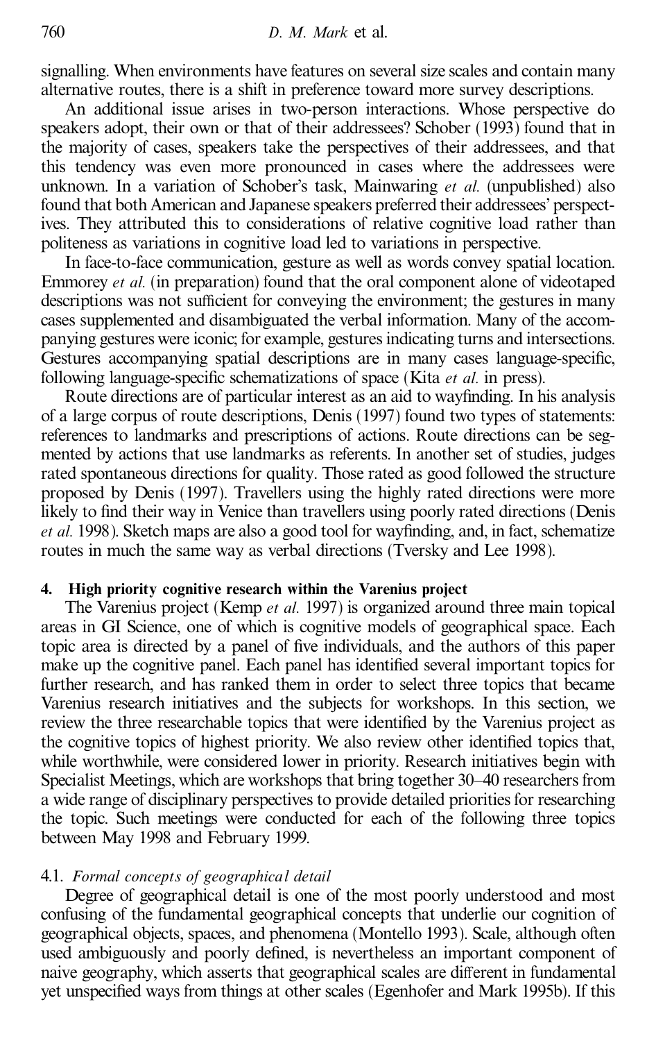signalling. When environments have features on several size scales and contain many alternative routes, there is a shift in preference toward more survey descriptions.

An additional issue arises in two-person interactions. Whose perspective do speakers adopt, their own or that of their addressees? Schober (1993) found that in the majority of cases, speakers take the perspectives of their addressees, and that this tendency was even more pronounced in cases where the addressees were unknown. In a variation of Schober's task, Mainwaring *et al.* (unpublished) also found that both American and Japanese speakers preferred their addressees' perspectives. They attributed this to considerations of relative cognitive load rather than politeness as variations in cognitive load led to variations in perspective.

In face-to-face communication, gesture as well as words convey spatial location. Emmorey *et al.* (in preparation) found that the oral component alone of videotaped descriptions was not sufficient for conveying the environment; the gestures in many cases supplemented and disambiguated the verbal information. Many of the accompanying gestures were iconic; for example, gestures indicating turns and intersections. Gestures accompanying spatial descriptions are in many cases language-specific, following language-specific schematizations of space (Kita *et al.* in press).

Route directions are of particular interest as an aid to wayfinding. In his analysis of a large corpus of route descriptions, Denis (1997) found two types of statements: references to landmarks and prescriptions of actions. Route directions can be segmented by actions that use landmarks as referents. In another set of studies, judges rated spontaneous directions for quality. Those rated as good followed the structure proposed by Denis (1997). Travellers using the highly rated directions were more likely to find their way in Venice than travellers using poorly rated directions (Denis *et al.* 1998). Sketch maps are also a good tool for wayfinding, and, in fact, schematize routes in much the same way as verbal directions (Tversky and Lee 1998).

## 4. High priority cognitive research within the Varenius project

The Varenius project (Kemp *et al.* 1997) is organized around three main topical areas in GI Science, one of which is cognitive models of geographical space. Each topic area is directed by a panel of five individuals, and the authors of this paper make up the cognitive panel. Each panel has identified several important topics for further research, and has ranked them in order to select three topics that became Varenius research initiatives and the subjects for workshops. In this section, we review the three researchable topics that were identified by the Varenius project as the cognitive topics of highest priority. We also review other identified topics that, while worthwhile, were considered lower in priority. Research initiatives begin with Specialist Meetings, which are workshops that bring together 30–40 researchers from a wide range of disciplinary perspectives to provide detailed priorities for researching the topic. Such meetings were conducted for each of the following three topics between May 1998 and February 1999.

### 4.1. *Formal concepts of geographical detail*

Degree of geographical detail is one of the most poorly understood and most confusing of the fundamental geographical concepts that underlie our cognition of geographical objects, spaces, and phenomena (Montello 1993). Scale, although often used ambiguously and poorly defined, is nevertheless an important component of naive geography, which asserts that geographical scales are different in fundamental yet unspecified ways from things at other scales (Egenhofer and Mark 1995b). If this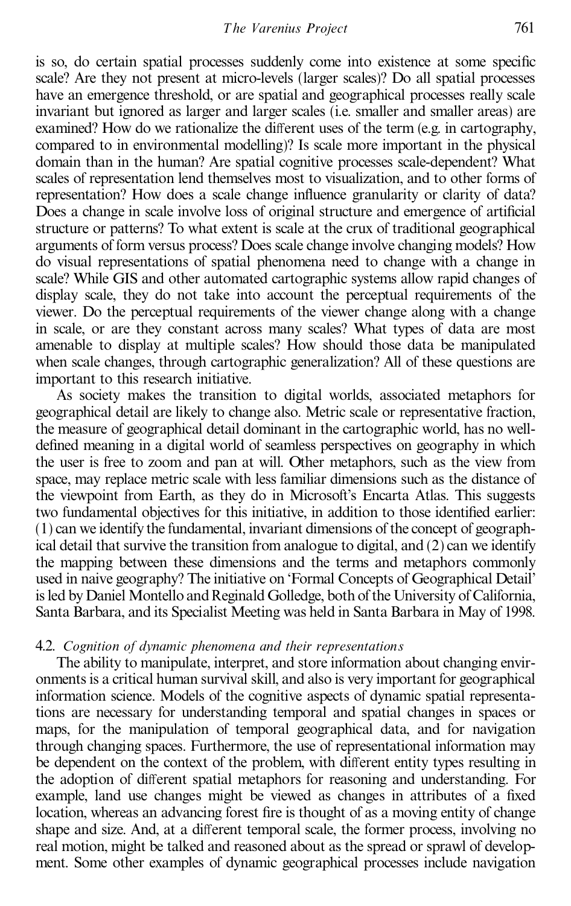is so, do certain spatial processes suddenly come into existence at some specific scale? Are they not present at micro-levels (larger scales)? Do all spatial processes have an emergence threshold, or are spatial and geographical processes really scale invariant but ignored as larger and larger scales (i.e. smaller and smaller areas) are examined? How do we rationalize the different uses of the term (e.g. in cartography, compared to in environmental modelling)? Is scale more important in the physical domain than in the human? Are spatial cognitive processes scale-dependent? What scales of representation lend themselves most to visualization, and to other forms of representation? How does a scale change influence granularity or clarity of data? Does a change in scale involve loss of original structure and emergence of artificial structure or patterns? To what extent is scale at the crux of traditional geographical arguments of form versus process? Does scale change involve changing models? How do visual representations of spatial phenomena need to change with a change in scale? While GIS and other automated cartographic systems allow rapid changes of display scale, they do not take into account the perceptual requirements of the viewer. Do the perceptual requirements of the viewer change along with a change in scale, or are they constant across many scales? What types of data are most amenable to display at multiple scales? How should those data be manipulated when scale changes, through cartographic generalization? All of these questions are important to this research initiative.

As society makes the transition to digital worlds, associated metaphors for geographical detail are likely to change also. Metric scale or representative fraction, the measure of geographical detail dominant in the cartographic world, has no well-defined meaning in a digital world of seamless perspectives on geography in which the user is free to zoom and pan at will. Other metaphors, such as the view from space, may replace metric scale with less familiar dimensions such as the distance of the viewpoint from Earth, as they do in Microsoft's Encarta Atlas. This suggests two fundamental objectives for this initiative, in addition to those identified earlier: (1) can we identify the fundamental, invariant dimensions of the concept of geographical detail that survive the transition from analogue to digital, and (2) can we identify the mapping between these dimensions and the terms and metaphors commonly used in naive geography? The initiative on 'Formal Concepts of Geographical Detail' is led by Daniel Montello and Reginald Golledge, both of the University of California, Santa Barbara, and its Specialist Meeting was held in Santa Barbara in May of 1998.

### 4.2. *Cognition of dynamic phenomena and their representations*

The ability to manipulate, interpret, and store information about changing environments is a critical human survival skill, and also is very important for geographical information science. Models of the cognitive aspects of dynamic spatial representations are necessary for understanding temporal and spatial changes in spaces or maps, for the manipulation of temporal geographical data, and for navigation through changing spaces. Furthermore, the use of representational information may be dependent on the context of the problem, with different entity types resulting in the adoption of different spatial metaphors for reasoning and understanding. For example, land use changes might be viewed as changes in attributes of a fixed location, whereas an advancing forest fire is thought of as a moving entity of change shape and size. And, at a different temporal scale, the former process, involving no real motion, might be talked and reasoned about as the spread or sprawl of development. Some other examples of dynamic geographical processes include navigation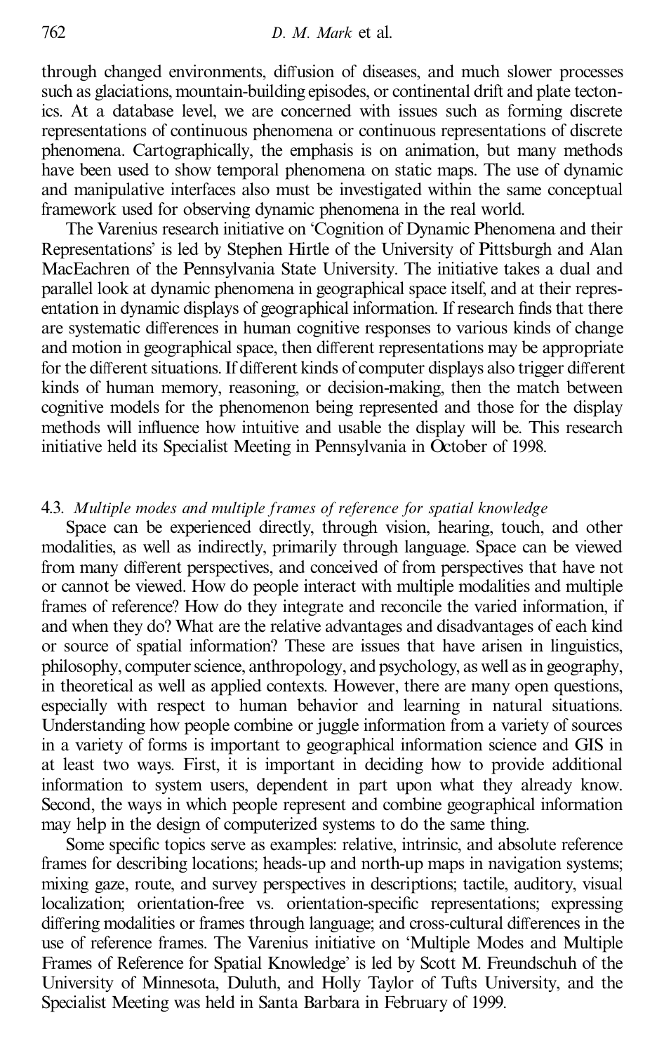through changed environments, diffusion of diseases, and much slower processes such as glaciations, mountain-building episodes, or continental drift and plate tectonics. At a database level, we are concerned with issues such as forming discrete representations of continuous phenomena or continuous representations of discrete phenomena. Cartographically, the emphasis is on animation, but many methods have been used to show temporal phenomena on static maps. The use of dynamic and manipulative interfaces also must be investigated within the same conceptual framework used for observing dynamic phenomena in the real world.

The Varenius research initiative on 'Cognition of Dynamic Phenomena and their Representations' is led by Stephen Hirtle of the University of Pittsburgh and Alan MacEachren of the Pennsylvania State University. The initiative takes a dual and parallel look at dynamic phenomena in geographical space itself, and at their representation in dynamic displays of geographical information. If research finds that there are systematic differences in human cognitive responses to various kinds of change and motion in geographical space, then different representations may be appropriate for the different situations. If different kinds of computer displays also trigger different kinds of human memory, reasoning, or decision-making, then the match between cognitive models for the phenomenon being represented and those for the display methods will influence how intuitive and usable the display will be. This research initiative held its Specialist Meeting in Pennsylvania in October of 1998.

### 4.3. *Multiple modes and multiple frames of reference for spatial knowledge*

Space can be experienced directly, through vision, hearing, touch, and other modalities, as well as indirectly, primarily through language. Space can be viewed from many different perspectives, and conceived of from perspectives that have not or cannot be viewed. How do people interact with multiple modalities and multiple frames of reference? How do they integrate and reconcile the varied information, if and when they do? What are the relative advantages and disadvantages of each kind or source of spatial information? These are issues that have arisen in linguistics, philosophy, computer science, anthropology, and psychology, as well as in geography, in theoretical as well as applied contexts. However, there are many open questions, especially with respect to human behavior and learning in natural situations. Understanding how people combine or juggle information from a variety of sources in a variety of forms is important to geographical information science and GIS in at least two ways. First, it is important in deciding how to provide additional information to system users, dependent in part upon what they already know. Second, the ways in which people represent and combine geographical information may help in the design of computerized systems to do the same thing.

Some specific topics serve as examples: relative, intrinsic, and absolute reference frames for describing locations; heads-up and north-up maps in navigation systems; mixing gaze, route, and survey perspectives in descriptions; tactile, auditory, visual localization; orientation-free vs. orientation-specific representations; expressing differing modalities or frames through language; and cross-cultural differences in the use of reference frames. The Varenius initiative on 'Multiple Modes and Multiple Frames of Reference for Spatial Knowledge' is led by Scott M. Freundschuh of the University of Minnesota, Duluth, and Holly Taylor of Tufts University, and the Specialist Meeting was held in Santa Barbara in February of 1999.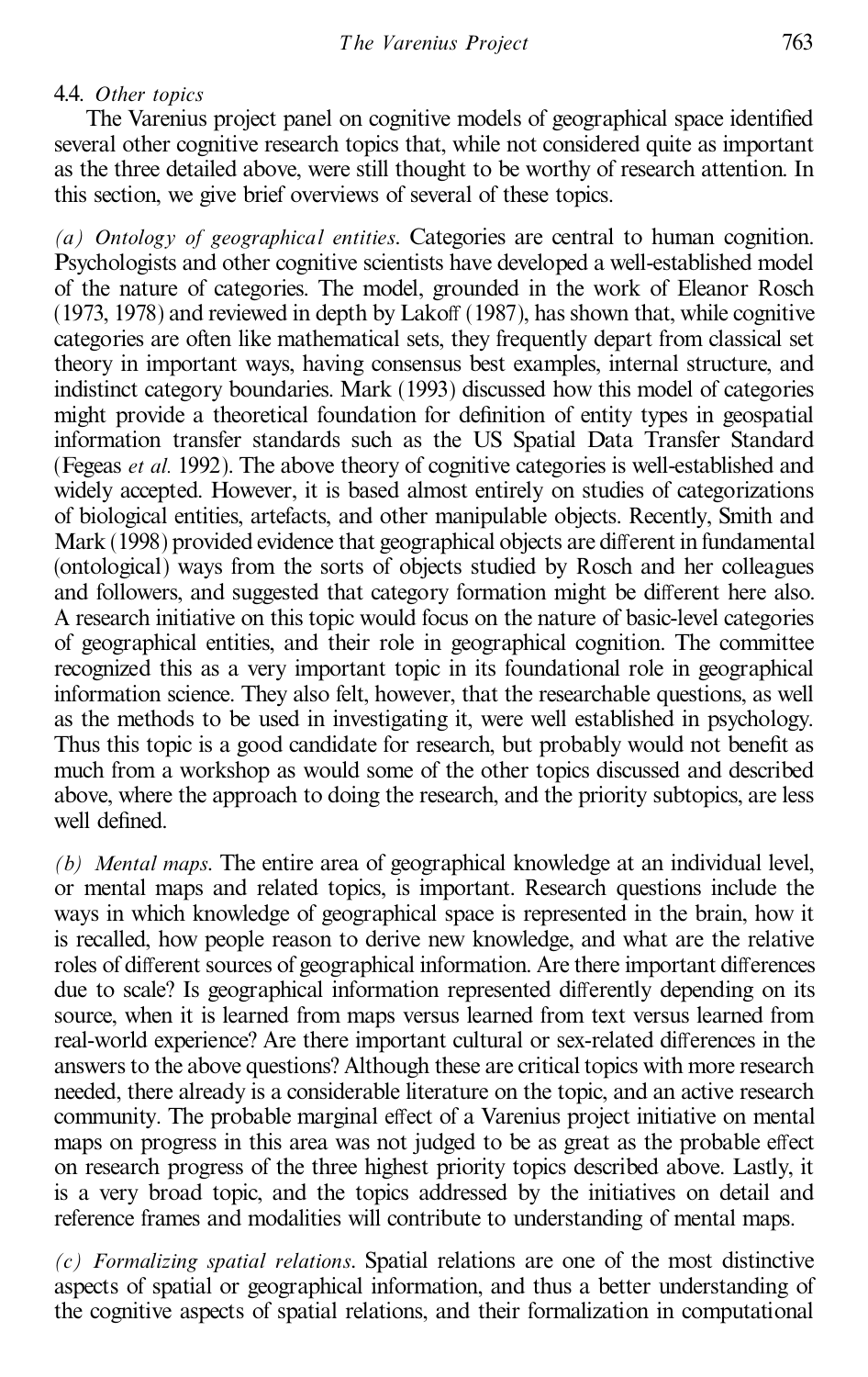### 4.4. *Other topics*

The Varenius project panel on cognitive models of geographical space identified several other cognitive research topics that, while not considered quite as important as the three detailed above, were still thought to be worthy of research attention. In this section, we give brief overviews of several of these topics.

*(a) Ontology of geographical entities*. Categories are central to human cognition. Psychologists and other cognitive scientists have developed a well-established model of the nature of categories. The model, grounded in the work of Eleanor Rosch (1973, 1978) and reviewed in depth by Lakoff (1987), has shown that, while cognitive categories are often like mathematical sets, they frequently depart from classical set theory in important ways, having consensus best examples, internal structure, and indistinct category boundaries. Mark (1993) discussed how this model of categories might provide a theoretical foundation for definition of entity types in geospatial information transfer standards such as the US Spatial Data Transfer Standard (Fegeas *et al.* 1992). The above theory of cognitive categories is well-established and widely accepted. However, it is based almost entirely on studies of categorizations of biological entities, artefacts, and other manipulable objects. Recently, Smith and Mark (1998) provided evidence that geographical objects are different in fundamental (ontological) ways from the sorts of objects studied by Rosch and her colleagues and followers, and suggested that category formation might be different here also. A research initiative on this topic would focus on the nature of basic-level categories of geographical entities, and their role in geographical cognition. The committee recognized this as a very important topic in its foundational role in geographical information science. They also felt, however, that the researchable questions, as well as the methods to be used in investigating it, were well established in psychology. Thus this topic is a good candidate for research, but probably would not benefit as much from a workshop as would some of the other topics discussed and described above, where the approach to doing the research, and the priority subtopics, are less well defined.

*(b) Mental maps*. The entire area of geographical knowledge at an individual level, or mental maps and related topics, is important. Research questions include the ways in which knowledge of geographical space is represented in the brain, how it is recalled, how people reason to derive new knowledge, and what are the relative roles of different sources of geographical information. Are there important differences due to scale? Is geographical information represented differently depending on its source, when it is learned from maps versus learned from text versus learned from real-world experience? Are there important cultural or sex-related differences in the answers to the above questions? Although these are critical topics with more research needed, there already is a considerable literature on the topic, and an active research community. The probable marginal effect of a Varenius project initiative on mental maps on progress in this area was not judged to be as great as the probable effect on research progress of the three highest priority topics described above. Lastly, it is a very broad topic, and the topics addressed by the initiatives on detail and reference frames and modalities will contribute to understanding of mental maps.

*(c) Formalizing spatial relations*. Spatial relations are one of the most distinctive aspects of spatial or geographical information, and thus a better understanding of the cognitive aspects of spatial relations, and their formalization in computational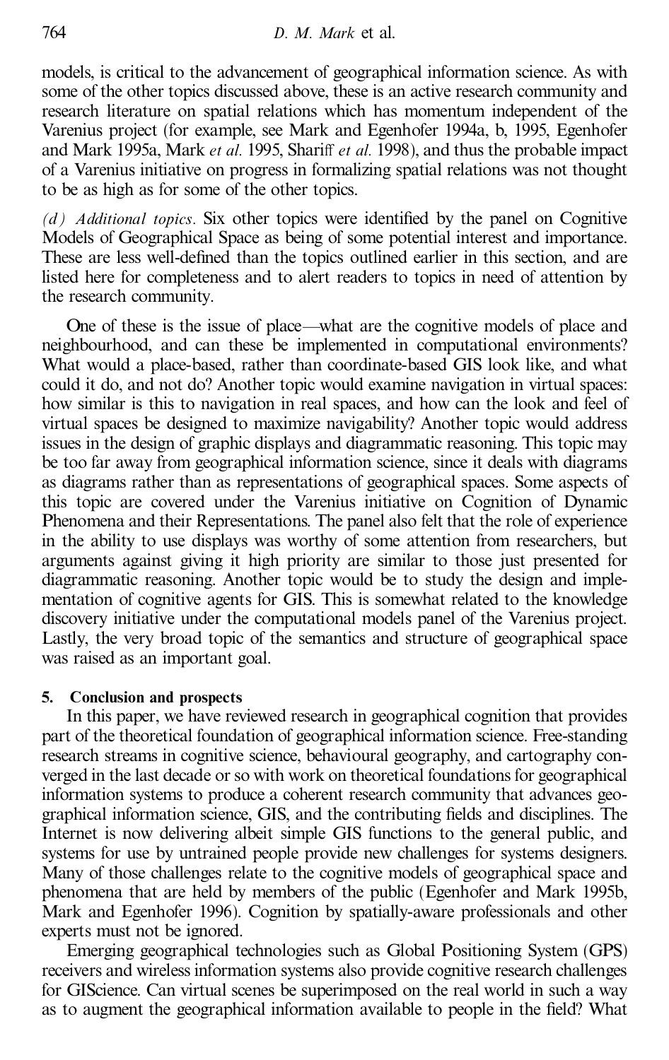models, is critical to the advancement of geographical information science. As with some of the other topics discussed above, these is an active research community and research literature on spatial relations which has momentum independent of the Varenius project (for example, see Mark and Egenhofer 1994a, b, 1995, Egenhofer and Mark 1995a, Mark *et al.* 1995, Shariff *et al.* 1998), and thus the probable impact of a Varenius initiative on progress in formalizing spatial relations was not thought to be as high as for some of the other topics.

*(d) Additional topics.* Six other topics were identified by the panel on Cognitive Models of Geographical Space as being of some potential interest and importance. These are less well-defined than the topics outlined earlier in this section, and are listed here for completeness and to alert readers to topics in need of attention by the research community.

One of these is the issue of place—what are the cognitive models of place and neighbourhood, and can these be implemented in computational environments? What would a place-based, rather than coordinate-based GIS look like, and what could it do, and not do? Another topic would examine navigation in virtual spaces: how similar is this to navigation in real spaces, and how can the look and feel of virtual spaces be designed to maximize navigability? Another topic would address issues in the design of graphic displays and diagrammatic reasoning. This topic may be too far away from geographical information science, since it deals with diagrams as diagrams rather than as representations of geographical spaces. Some aspects of this topic are covered under the Varenius initiative on Cognition of Dynamic Phenomena and their Representations. The panel also felt that the role of experience in the ability to use displays was worthy of some attention from researchers, but arguments against giving it high priority are similar to those just presented for diagrammatic reasoning. Another topic would be to study the design and implementation of cognitive agents for GIS. This is somewhat related to the knowledge discovery initiative under the computational models panel of the Varenius project. Lastly, the very broad topic of the semantics and structure of geographical space was raised as an important goal.

## 5. Conclusion and prospects

In this paper, we have reviewed research in geographical cognition that provides part of the theoretical foundation of geographical information science. Free-standing research streams in cognitive science, behavioural geography, and cartography converged in the last decade or so with work on theoretical foundations for geographical information systems to produce a coherent research community that advances geographical information science, GIS, and the contributing fields and disciplines. The Internet is now delivering albeit simple GIS functions to the general public, and systems for use by untrained people provide new challenges for systems designers. Many of those challenges relate to the cognitive models of geographical space and phenomena that are held by members of the public (Egenhofer and Mark 1995b, Mark and Egenhofer 1996). Cognition by spatially-aware professionals and other experts must not be ignored.

Emerging geographical technologies such as Global Positioning System (GPS) receivers and wireless information systems also provide cognitive research challenges for GIScience. Can virtual scenes be superimposed on the real world in such a way as to augment the geographical information available to people in the field? What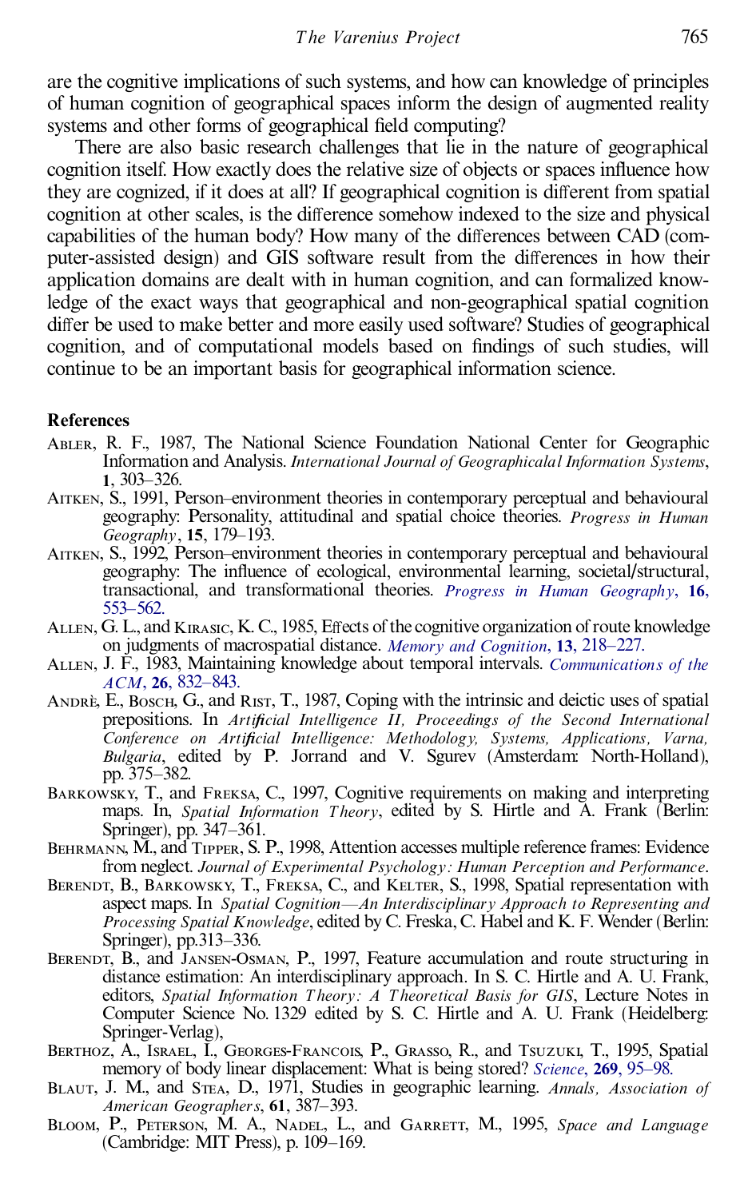are the cognitive implications of such systems, and how can knowledge of principles of human cognition of geographical spaces inform the design of augmented reality systems and other forms of geographical field computing?

There are also basic research challenges that lie in the nature of geographical cognition itself. How exactly does the relative size of objects or spaces influence how they are cognized, if it does at all? If geographical cognition is different from spatial cognition at other scales, is the difference somehow indexed to the size and physical capabilities of the human body? How many of the differences between CAD (computer-assisted design) and GIS software result from the differences in how their application domains are dealt with in human cognition, and can formalized knowledge of the exact ways that geographical and non-geographical spatial cognition differ be used to make better and more easily used software? Studies of geographical cognition, and of computational models based on findings of such studies, will continue to be an important basis for geographical information science.

## References

Abler, R. F., 1987, The National Science Foundation National Center for Geographic Information and Analysis. *International Journal of Geographicalal Information Systems*, **1**, 303–326.

Aitken, S., 1991, Person–environment theories in contemporary perceptual and behavioural geography: Personality, attitudinal and spatial choice theories. *Progress in Human Geography*, **15**, 179–193.

Aitken, S., 1992, Person–environment theories in contemporary perceptual and behavioural geography: The influence of ecological, environmental learning, societal/structural, transactional, and transformational theories. *Progress in Human Geography*, **16**, 553–562.

Allen, G. L., and Kirasic, K. C., 1985, Effects of the cognitive organization of route knowledge on judgments of macrospatial distance. *Memory and Cognition*, **13**, 218–227.

Allen, J. F., 1983, Maintaining knowledge about temporal intervals. *Communications of the ACM*, **26**, 832–843.

André, E., Bosch, G., and Rist, T., 1987, Coping with the intrinsic and deictic uses of spatial prepositions. In *Artificial Intelligence II, Proceedings of the Second International Conference on Artificial Intelligence: Methodology, Systems, Applications, Varna, Bulgaria*, edited by P. Jorrand and V. Sgurev (Amsterdam: North-Holland), pp. 375–382.

Barkowsky, T., and Freksa, C., 1997, Cognitive requirements on making and interpreting maps. In, *Spatial Information Theory*, edited by S. Hirtle and A. Frank (Berlin: Springer), pp. 347–361.

Behrmann, M., and Tipper, S. P., 1998, Attention accesses multiple reference frames: Evidence from neglect. *Journal of Experimental Psychology: Human Perception and Performance*.

Berendt, B., Barkowsky, T., Freksa, C., and Kelter, S., 1998, Spatial representation with aspect maps. In *Spatial Cognition—An Interdisciplinary Approach to Representing and Processing Spatial Knowledge*, edited by C. Freska, C. Habel and K. F. Wender (Berlin: Springer), pp.313–336.

Berendt, B., and Jansen-Osman, P., 1997, Feature accumulation and route structuring in distance estimation: An interdisciplinary approach. In S. C. Hirtle and A. U. Frank, editors, *Spatial Information Theory: A Theoretical Basis for GIS*, Lecture Notes in Computer Science No. 1329 edited by S. C. Hirtle and A. U. Frank (Heidelberg: Springer-Verlag),

Berthoz, A., Israel, I., Georges-Francois, P., Grasso, R., and Tsuzuki, T., 1995, Spatial memory of body linear displacement: What is being stored? *Science*, **269**, 95–98.

Blaut, J. M., and Stea, D., 1971, Studies in geographic learning. *Annals, Association of American Geographers*, **61**, 387–393.

Bloom, P., Peterson, M. A., Nadel, L., and Garrett, M., 1995, *Space and Language* (Cambridge: MIT Press), p. 109–169.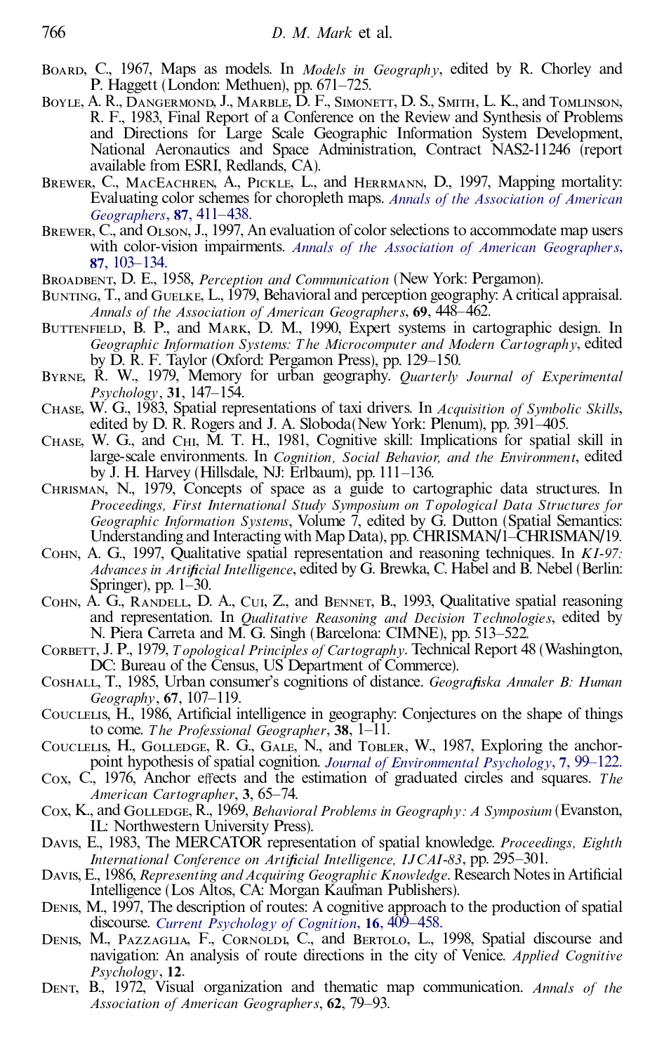Board, C., 1967, Maps as models. In *Models in Geography*, edited by R. Chorley and P. Haggett (London: Methuen), pp. 671–725.

Boyle, A. R., Dangermond, J., Marble, D. F., Simonett, D. S., Smith, L. K., and Tomlinson, R. F., 1983, Final Report of a Conference on the Review and Synthesis of Problems and Directions for Large Scale Geographic Information System Development, National Aeronautics and Space Administration, Contract NAS2-11246 (report available from ESRI, Redlands, CA).

Brewer, C., MacEachren, A., Pickle, L., and Herrmann, D., 1997, Mapping mortality: Evaluating color schemes for choropleth maps. *Annals of the Association of American Geographers*, **87**, 411–438.

Brewer, C., and Olson, J., 1997, An evaluation of color selections to accommodate map users with color-vision impairments. *Annals of the Association of American Geographers*, **87**, 103–134.

Broadbent, D. E., 1958, *Perception and Communication* (New York: Pergamon).

Bunting, T., and Guelke, L., 1979, Behavioral and perception geography: A critical appraisal. *Annals of the Association of American Geographers*, **69**, 448–462.

Buttenfield, B. P., and Mark, D. M., 1990, Expert systems in cartographic design. In *Geographic Information Systems: The Microcomputer and Modern Cartography*, edited by D. R. F. Taylor (Oxford: Pergamon Press), pp. 129–150.

Byrne, R. W., 1979, Memory for urban geography. *Quarterly Journal of Experimental Psychology*, **31**, 147–154.

Chase, W. G., 1983, Spatial representations of taxi drivers. In *Acquisition of Symbolic Skills*, edited by D. R. Rogers and J. A. Sloboda (New York: Plenum), pp. 391–405.

Chase, W. G., and Chi, M. T. H., 1981, Cognitive skill: Implications for spatial skill in large-scale environments. In *Cognition, Social Behavior, and the Environment*, edited by J. H. Harvey (Hillsdale, NJ: Erlbaum), pp. 111–136.

Chrisman, N., 1979, Concepts of space as a guide to cartographic data structures. In *Proceedings, First International Study Symposium on Topological Data Structures for Geographic Information Systems*, Volume 7, edited by G. Dutton (Spatial Semantics: Understanding and Interacting with Map Data), pp. CHRISMAN/1–CHRISMAN/19.

Cohn, A. G., 1997, Qualitative spatial representation and reasoning techniques. In *KI-97: Advances in Artificial Intelligence*, edited by G. Brewka, C. Habel and B. Nebel (Berlin: Springer), pp. 1–30.

Cohn, A. G., Randell, D. A., Cui, Z., and Bennet, B., 1993, Qualitative spatial reasoning and representation. In *Qualitative Reasoning and Decision Technologies*, edited by N. Piera Carreta and M. G. Singh (Barcelona: CIMNE), pp. 513–522.

Corbett, J. P., 1979, *Topological Principles of Cartography*. Technical Report 48 (Washington, DC: Bureau of the Census, US Department of Commerce).

Coshall, T., 1985, Urban consumer's cognitions of distance. *Geografiska Annaler B: Human Geography*, **67**, 107–119.

Couclelis, H., 1986, Artificial intelligence in geography: Conjectures on the shape of things to come. *The Professional Geographer*, **38**, 1–11.

Couclelis, H., Golledge, R. G., Gale, N., and Tobler, W., 1987, Exploring the anchor-point hypothesis of spatial cognition. *Journal of Environmental Psychology*, **7**, 99–122.

Cox, C., 1976, Anchor effects and the estimation of graduated circles and squares. *The American Cartographer*, **3**, 65–74.

Cox, K., and Golledge, R., 1969, *Behavioral Problems in Geography: A Symposium* (Evanston, IL: Northwestern University Press).

Davis, E., 1983, The MERCATOR representation of spatial knowledge. *Proceedings, Eighth International Conference on Artificial Intelligence, IJCAI-83*, pp. 295–301.

Davis, E., 1986, *Representing and Acquiring Geographic Knowledge*. Research Notes in Artificial Intelligence (Los Altos, CA: Morgan Kaufman Publishers).

Denis, M., 1997, The description of routes: A cognitive approach to the production of spatial discourse. *Current Psychology of Cognition*, **16**, 409–458.

Denis, M., Pazzaglia, F., Cornoldi, C., and Bertolo, L., 1998, Spatial discourse and navigation: An analysis of route directions in the city of Venice. *Applied Cognitive Psychology*, **12**.

Dent, B., 1972, Visual organization and thematic map communication. *Annals of the Association of American Geographers*, **62**, 79–93.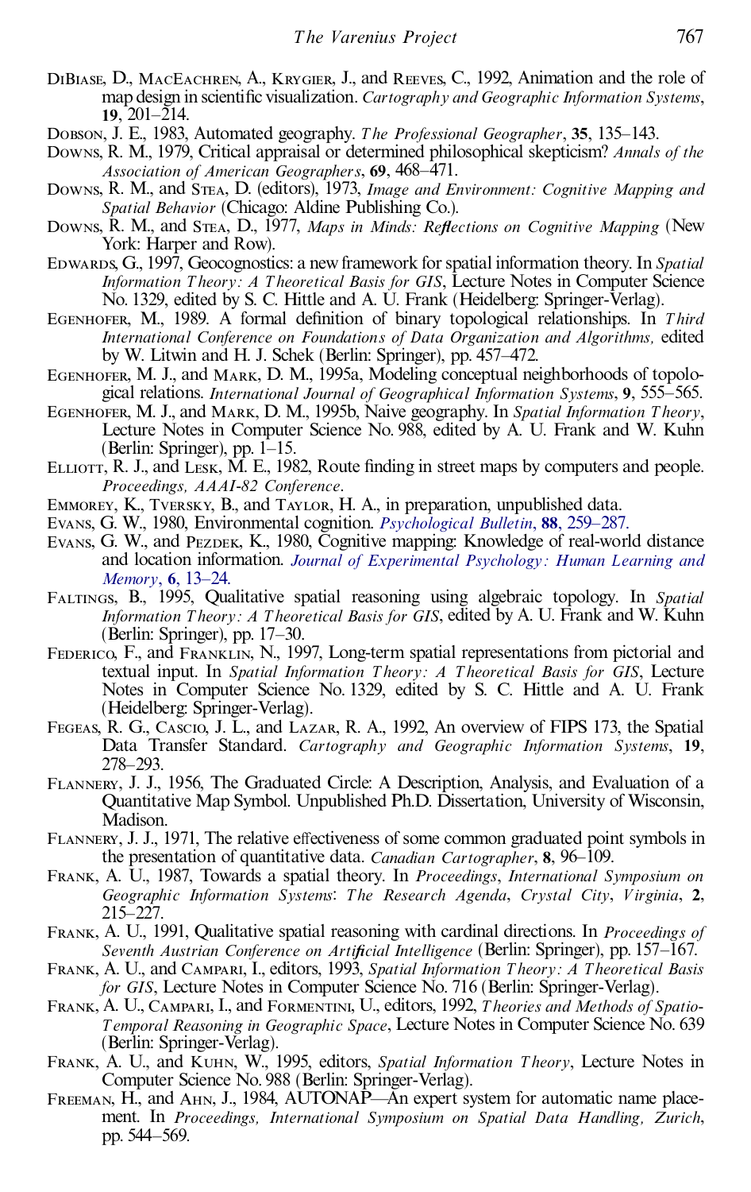DiBiase, D., MacEachren, A., Krygier, J., and Reeves, C., 1992, Animation and the role of map design in scientific visualization. *Cartography and Geographic Information Systems*, **19**, 201–214.

Dobson, J. E., 1983, Automated geography. *The Professional Geographer*, **35**, 135–143.

Downs, R. M., 1979, Critical appraisal or determined philosophical skepticism? *Annals of the Association of American Geographers*, **69**, 468–471.

Downs, R. M., and Stea, D. (editors), 1973, *Image and Environment: Cognitive Mapping and Spatial Behavior* (Chicago: Aldine Publishing Co.).

Downs, R. M., and Stea, D., 1977, *Maps in Minds: Reflections on Cognitive Mapping* (New York: Harper and Row).

Edwards, G., 1997, Geocognostics: a new framework for spatial information theory. In *Spatial Information Theory: A Theoretical Basis for GIS*, Lecture Notes in Computer Science No. 1329, edited by S. C. Hittle and A. U. Frank (Heidelberg: Springer-Verlag).

Egenhofer, M., 1989. A formal definition of binary topological relationships. In *Third International Conference on Foundations of Data Organization and Algorithms,* edited by W. Litwin and H. J. Schek (Berlin: Springer), pp. 457–472.

Egenhofer, M. J., and Mark, D. M., 1995a, Modeling conceptual neighborhoods of topological relations. *International Journal of Geographical Information Systems*, **9**, 555–565.

Egenhofer, M. J., and Mark, D. M., 1995b, Naive geography. In *Spatial Information Theory*, Lecture Notes in Computer Science No. 988, edited by A. U. Frank and W. Kuhn (Berlin: Springer), pp. 1–15.

Elliott, R. J., and Lesk, M. E., 1982, Route finding in street maps by computers and people. *Proceedings, AAAI-82 Conference*.

Emmorey, K., Tversky, B., and Taylor, H. A., in preparation, unpublished data.

Evans, G. W., 1980, Environmental cognition. *Psychological Bulletin*, **88**, 259–287.

Evans, G. W., and Pezdek, K., 1980, Cognitive mapping: Knowledge of real-world distance and location information. *Journal of Experimental Psychology: Human Learning and Memory*, **6**, 13–24.

Faltings, B., 1995, Qualitative spatial reasoning using algebraic topology. In *Spatial Information Theory: A Theoretical Basis for GIS*, edited by A. U. Frank and W. Kuhn (Berlin: Springer), pp. 17–30.

Federico, F., and Franklin, N., 1997, Long-term spatial representations from pictorial and textual input. In *Spatial Information Theory: A Theoretical Basis for GIS*, Lecture Notes in Computer Science No. 1329, edited by S. C. Hittle and A. U. Frank (Heidelberg: Springer-Verlag).

Fegeas, R. G., Cascio, J. L., and Lazar, R. A., 1992, An overview of FIPS 173, the Spatial Data Transfer Standard. *Cartography and Geographic Information Systems*, **19**, 278–293.

Flannery, J. J., 1956, The Graduated Circle: A Description, Analysis, and Evaluation of a Quantitative Map Symbol. Unpublished Ph.D. Dissertation, University of Wisconsin, Madison.

Flannery, J. J., 1971, The relative effectiveness of some common graduated point symbols in the presentation of quantitative data. *Canadian Cartographer*, **8**, 96–109.

Frank, A. U., 1987, Towards a spatial theory. In *Proceedings*, *International Symposium on Geographic Information Systems*: *The Research Agenda*, *Crystal City*, *Virginia*, **2**, 215–227.

Frank, A. U., 1991, Qualitative spatial reasoning with cardinal directions. In *Proceedings of Seventh Austrian Conference on Artificial Intelligence* (Berlin: Springer), pp. 157–167.

Frank, A. U., and Campari, I., editors, 1993, *Spatial Information Theory: A Theoretical Basis for GIS*, Lecture Notes in Computer Science No. 716 (Berlin: Springer-Verlag).

Frank, A. U., Campari, I., and Formentini, U., editors, 1992, *Theories and Methods of Spatio-Temporal Reasoning in Geographic Space*, Lecture Notes in Computer Science No. 639 (Berlin: Springer-Verlag).

Frank, A. U., and Kuhn, W., 1995, editors, *Spatial Information Theory*, Lecture Notes in Computer Science No. 988 (Berlin: Springer-Verlag).

Freeman, H., and Ahn, J., 1984, AUTONAP—An expert system for automatic name placement. In *Proceedings, International Symposium on Spatial Data Handling, Zurich*, pp. 544–569.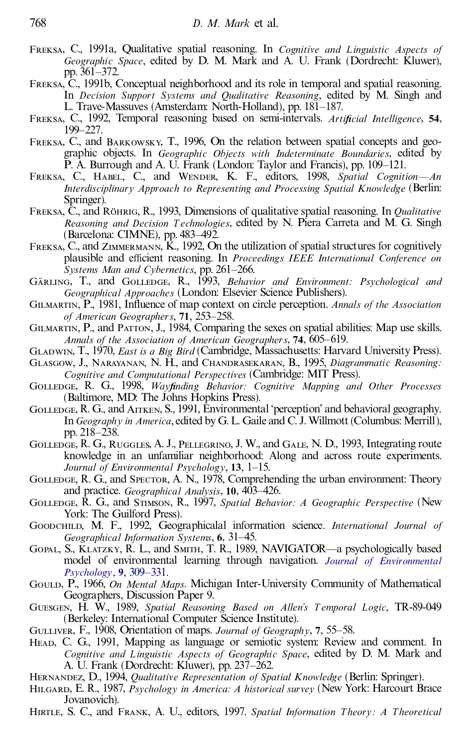Freksa, C., 1991a, Qualitative spatial reasoning. In *Cognitive and Linguistic Aspects of Geographic Space*, edited by D. M. Mark and A. U. Frank (Dordrecht: Kluwer), pp. 361–372.

Freksa, C., 1991b, Conceptual neighborhood and its role in temporal and spatial reasoning. In *Decision Support Systems and Qualitative Reasoning*, edited by M. Singh and L. Trave-Massuves (Amsterdam: North-Holland), pp. 181–187.

Freksa, C., 1992, Temporal reasoning based on semi-intervals. *Artificial Intelligence*, **54**, 199–227.

Freksa, C., and Barkowsky, T., 1996, On the relation between spatial concepts and geographic objects. In *Geographic Objects with Indeterminate Boundaries*, edited by P. A. Burrough and A. U. Frank (London: Taylor and Francis), pp. 109–121.

Freksa, C., Habel, C., and Wender, K. F., editors, 1998, *Spatial Cognition—An Interdisciplinary Approach to Representing and Processing Spatial Knowledge* (Berlin: Springer).

Freksa, C., and Röhrig, R., 1993, Dimensions of qualitative spatial reasoning. In *Qualitative Reasoning and Decision Technologies*, edited by N. Piera Carreta and M. G. Singh (Barcelona: CIMNE), pp. 483–492.

Freksa, C., and Zimmermann, K., 1992, On the utilization of spatial structures for cognitively plausible and efficient reasoning. In *Proceedings IEEE International Conference on Systems Man and Cybernetics*, pp. 261–266.

Gärling, T., and Golledge, R., 1993, *Behavior and Environment: Psychological and Geographical Approaches* (London: Elsevier Science Publishers).

Gilmartin, P., 1981, Influence of map context on circle perception. *Annals of the Association of American Geographers*, **71**, 253–258.

Gilmartin, P., and Patton, J., 1984, Comparing the sexes on spatial abilities: Map use skills. *Annals of the Association of American Geographers*, **74**, 605–619.

Gladwin, T., 1970, *East is a Big Bird* (Cambridge, Massachusetts: Harvard University Press).

Glasgow, J., Narayanan, N. H., and Chandrasekaran, B., 1995, *Diagrammatic Reasoning: Cognitive and Computational Perspectives* (Cambridge: MIT Press).

Golledge, R. G., 1998, *Wayfinding Behavior: Cognitive Mapping and Other Processes* (Baltimore, MD: The Johns Hopkins Press).

Golledge, R. G., and Aitken, S., 1991, Environmental 'perception' and behavioral geography. In *Geography in America*, edited by G. L. Gaile and C. J. Willmott (Columbus: Merrill), pp. 218–238.

Golledge, R. G., Ruggles, A. J., Pellegrino, J. W., and Gale, N. D., 1993, Integrating route knowledge in an unfamiliar neighborhood: Along and across route experiments. *Journal of Environmental Psychology*, **13**, 1–15.

Golledge, R. G., and Spector, A. N., 1978, Comprehending the urban environment: Theory and practice. *Geographical Analysis*, **10**, 403–426.

Golledge, R. G., and Stimson, R., 1997, *Spatial Behavior: A Geographic Perspective* (New York: The Guilford Press).

Goodchild, M. F., 1992, Geographicalal information science. *International Journal of Geographical Information Systems*, **6**, 31–45.

Gopal, S., Klatzky, R. L., and Smith, T. R., 1989, NAVIGATOR—a psychologically based model of environmental learning through navigation. *Journal of Environmental Psychology*, **9**, 309–331.

Gould, P., 1966, *On Mental Maps*. Michigan Inter-University Community of Mathematical Geographers, Discussion Paper 9.

Guesgen, H. W., 1989, *Spatial Reasoning Based on Allen's Temporal Logic*, TR-89-049 (Berkeley: International Computer Science Institute).

Gulliver, F., 1908, Orientation of maps. *Journal of Geography*, **7**, 55–58.

Head, C. G., 1991, Mapping as language or semiotic system: Review and comment. In *Cognitive and Linguistic Aspects of Geographic Space*, edited by D. M. Mark and A. U. Frank (Dordrecht: Kluwer), pp. 237–262.

Hernandez, D., 1994, *Qualitative Representation of Spatial Knowledge* (Berlin: Springer).

Hilgard, E. R., 1987, *Psychology in America: A historical survey* (New York: Harcourt Brace Jovanovich).

Hirtle, S. C., and Frank, A. U., editors, 1997. *Spatial Information Theory: A Theoretical*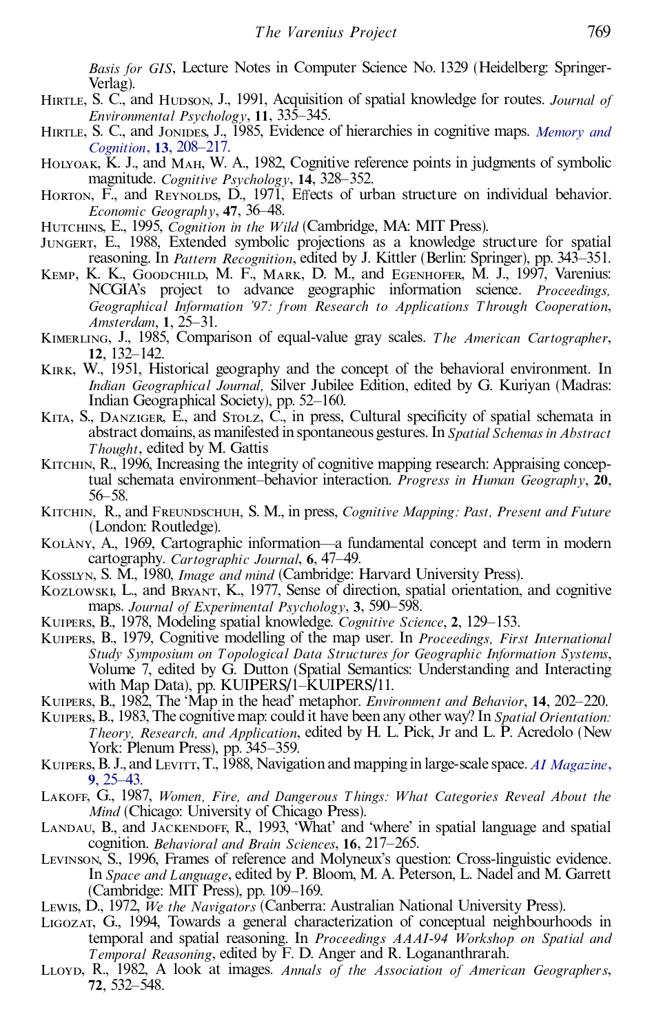*Basis for GIS*, Lecture Notes in Computer Science No. 1329 (Heidelberg: Springer-Verlag).

Hirtle, S. C., and Hudson, J., 1991, Acquisition of spatial knowledge for routes. *Journal of Environmental Psychology*, **11**, 335–345.

Hirtle, S. C., and Jonides, J., 1985, Evidence of hierarchies in cognitive maps. *Memory and Cognition*, **13**, 208–217.

Holyoak, K. J., and Mah, W. A., 1982, Cognitive reference points in judgments of symbolic magnitude. *Cognitive Psychology*, **14**, 328–352.

Horton, F., and Reynolds, D., 1971, Effects of urban structure on individual behavior. *Economic Geography*, **47**, 36–48.

Hutchins, E., 1995, *Cognition in the Wild* (Cambridge, MA: MIT Press).

Jungert, E., 1988, Extended symbolic projections as a knowledge structure for spatial reasoning. In *Pattern Recognition*, edited by J. Kittler (Berlin: Springer), pp. 343–351.

Kemp, K. K., Goodchild, M. F., Mark, D. M., and Egenhofer, M. J., 1997, Varenius: NCGIA's project to advance geographic information science. *Proceedings, Geographical Information '97: from Research to Applications Through Cooperation, Amsterdam*, **1**, 25–31.

Kimerling, J., 1985, Comparison of equal-value gray scales. *The American Cartographer*, **12**, 132–142.

Kirk, W., 1951, Historical geography and the concept of the behavioral environment. In *Indian Geographical Journal,* Silver Jubilee Edition, edited by G. Kuriyan (Madras: Indian Geographical Society), pp. 52–160.

Kita, S., Danziger, E., and Stolz, C., in press, Cultural specificity of spatial schemata in abstract domains, as manifested in spontaneous gestures. In *Spatial Schemas in Abstract Thought*, edited by M. Gattis

Kitchin, R., 1996, Increasing the integrity of cognitive mapping research: Appraising conceptual schemata environment–behavior interaction. *Progress in Human Geography*, **20**, 56–58.

Kitchin, R., and Freundschuh, S. M., in press, *Cognitive Mapping: Past, Present and Future* (London: Routledge).

Kolàny, A., 1969, Cartographic information—a fundamental concept and term in modern cartography. *Cartographic Journal*, **6**, 47–49.

Kosslyn, S. M., 1980, *Image and mind* (Cambridge: Harvard University Press).

Kozlowski, L., and Bryant, K., 1977, Sense of direction, spatial orientation, and cognitive maps. *Journal of Experimental Psychology*, **3**, 590–598.

Kuipers, B., 1978, Modeling spatial knowledge. *Cognitive Science*, **2**, 129–153.

Kuipers, B., 1979, Cognitive modelling of the map user. In *Proceedings, First International Study Symposium on Topological Data Structures for Geographic Information Systems*, Volume 7, edited by G. Dutton (Spatial Semantics: Understanding and Interacting with Map Data), pp. KUIPERS/1–KUIPERS/11.

Kuipers, B., 1982, The 'Map in the head' metaphor. *Environment and Behavior*, **14**, 202–220.

Kuipers, B., 1983, The cognitive map: could it have been any other way? In *Spatial Orientation: Theory, Research, and Application*, edited by H. L. Pick, Jr and L. P. Acredolo (New York: Plenum Press), pp. 345–359.

Kuipers, B. J., and Levitt, T., 1988, Navigation and mapping in large-scale space. *AI Magazine*, **9**, 25–43.

Lakoff, G., 1987, *Women, Fire, and Dangerous Things: What Categories Reveal About the Mind* (Chicago: University of Chicago Press).

Landau, B., and Jackendoff, R., 1993, 'What' and 'where' in spatial language and spatial cognition. *Behavioral and Brain Sciences*, **16**, 217–265.

Levinson, S., 1996, Frames of reference and Molyneux's question: Cross-linguistic evidence. In *Space and Language*, edited by P. Bloom, M. A. Peterson, L. Nadel and M. Garrett (Cambridge: MIT Press), pp. 109–169.

Lewis, D., 1972, *We the Navigators* (Canberra: Australian National University Press).

Ligozat, G., 1994, Towards a general characterization of conceptual neighbourhoods in temporal and spatial reasoning. In *Proceedings AAAI-94 Workshop on Spatial and Temporal Reasoning*, edited by F. D. Anger and R. Loganantharah.

Lloyd, R., 1982, A look at images. *Annals of the Association of American Geographers*, **72**, 532–548.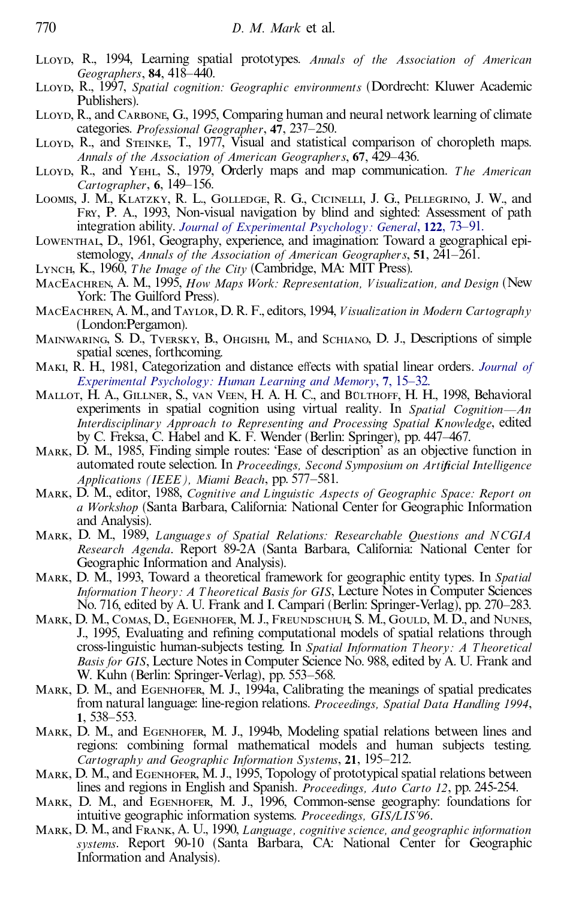Lloyd, R., 1994, Learning spatial prototypes. *Annals of the Association of American Geographers*, **84**, 418–440.

Lloyd, R., 1997, *Spatial cognition: Geographic environments* (Dordrecht: Kluwer Academic Publishers).

Lloyd, R., and Carbone, G., 1995, Comparing human and neural network learning of climate categories. *Professional Geographer*, **47**, 237–250.

Lloyd, R., and Steinke, T., 1977, Visual and statistical comparison of choropleth maps. *Annals of the Association of American Geographers*, **67**, 429–436.

Lloyd, R., and Yehl, S., 1979, Orderly maps and map communication. *The American Cartographer*, **6**, 149–156.

Loomis, J. M., Klatzky, R. L., Golledge, R. G., Cicinelli, J. G., Pellegrino, J. W., and Fry, P. A., 1993, Non-visual navigation by blind and sighted: Assessment of path integration ability. *Journal of Experimental Psychology: General*, **122**, 73–91.

Lowenthal, D., 1961, Geography, experience, and imagination: Toward a geographical epistemology, *Annals of the Association of American Geographers*, **51**, 241–261.

Lynch, K., 1960, *The Image of the City* (Cambridge, MA: MIT Press).

MacEachren, A. M., 1995, *How Maps Work: Representation, Visualization, and Design* (New York: The Guilford Press).

MacEachren, A. M., and Taylor, D. R. F., editors, 1994, *Visualization in Modern Cartography* (London:Pergamon).

Mainwaring, S. D., Tversky, B., Ohgishi, M., and Schiano, D. J., Descriptions of simple spatial scenes, forthcoming.

Maki, R. H., 1981, Categorization and distance effects with spatial linear orders. *Journal of Experimental Psychology: Human Learning and Memory*, **7**, 15–32.

Mallot, H. A., Gillner, S., van Veen, H. A. H. C., and Bülthoff, H. H., 1998, Behavioral experiments in spatial cognition using virtual reality. In *Spatial Cognition—An Interdisciplinary Approach to Representing and Processing Spatial Knowledge*, edited by C. Freksa, C. Habel and K. F. Wender (Berlin: Springer), pp. 447–467.

Mark, D. M., 1985, Finding simple routes: 'Ease of description' as an objective function in automated route selection. In *Proceedings, Second Symposium on Artificial Intelligence Applications (IEEE), Miami Beach*, pp. 577–581.

Mark, D. M., editor, 1988, *Cognitive and Linguistic Aspects of Geographic Space: Report on a Workshop* (Santa Barbara, California: National Center for Geographic Information and Analysis).

Mark, D. M., 1989, *Languages of Spatial Relations: Researchable Questions and NCGIA Research Agenda*. Report 89-2A (Santa Barbara, California: National Center for Geographic Information and Analysis).

Mark, D. M., 1993, Toward a theoretical framework for geographic entity types. In *Spatial Information Theory: A Theoretical Basis for GIS*, Lecture Notes in Computer Sciences No. 716, edited by A. U. Frank and I. Campari (Berlin: Springer-Verlag), pp. 270–283.

Mark, D. M., Comas, D., Egenhofer, M. J., Freundschuh, S. M., Gould, M. D., and Nunes, J., 1995, Evaluating and refining computational models of spatial relations through cross-linguistic human-subjects testing. In *Spatial Information Theory: A Theoretical Basis for GIS*, Lecture Notes in Computer Science No. 988, edited by A. U. Frank and W. Kuhn (Berlin: Springer-Verlag), pp. 553–568.

Mark, D. M., and Egenhofer, M. J., 1994a, Calibrating the meanings of spatial predicates from natural language: line-region relations. *Proceedings, Spatial Data Handling 1994*, **1**, 538–553.

Mark, D. M., and Egenhofer, M. J., 1994b, Modeling spatial relations between lines and regions: combining formal mathematical models and human subjects testing. *Cartography and Geographic Information Systems*, **21**, 195–212.

Mark, D. M., and Egenhofer, M. J., 1995, Topology of prototypical spatial relations between lines and regions in English and Spanish. *Proceedings, Auto Carto 12*, pp. 245-254.

Mark, D. M., and Egenhofer, M. J., 1996, Common-sense geography: foundations for intuitive geographic information systems. *Proceedings, GIS/LIS'96*.

Mark, D. M., and Frank, A. U., 1990, *Language, cognitive science, and geographic information systems*. Report 90-10 (Santa Barbara, CA: National Center for Geographic Information and Analysis).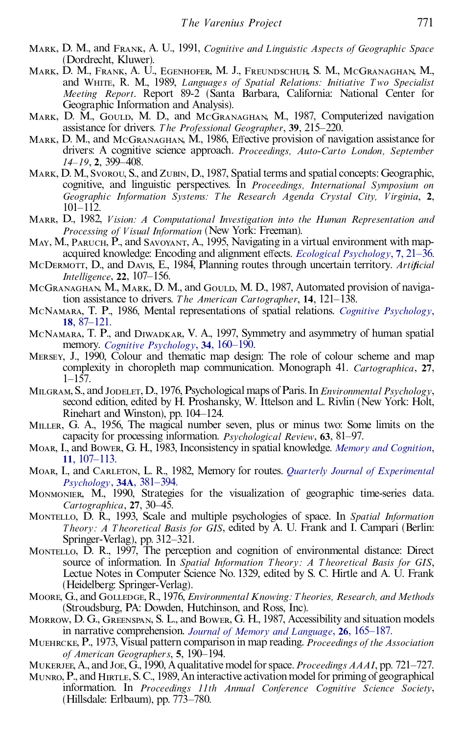Mark, D. M., and Frank, A. U., 1991, *Cognitive and Linguistic Aspects of Geographic Space* (Dordrecht, Kluwer).

Mark, D. M., Frank, A. U., Egenhofer, M. J., Freundschuh, S. M., McGranaghan, M., and White, R. M., 1989, *Languages of Spatial Relations: Initiative Two Specialist Meeting Report*. Report 89-2 (Santa Barbara, California: National Center for Geographic Information and Analysis).

Mark, D. M., Gould, M. D., and McGranaghan, M., 1987, Computerized navigation assistance for drivers. *The Professional Geographer*, **39**, 215–220.

Mark, D. M., and McGranaghan, M., 1986, Effective provision of navigation assistance for drivers: A cognitive science approach. *Proceedings, Auto-Carto London, September 14–19*, **2**, 399–408.

Mark, D. M., Svorou, S., and Zubin, D., 1987, Spatial terms and spatial concepts: Geographic, cognitive, and linguistic perspectives. In *Proceedings, International Symposium on Geographic Information Systems: The Research Agenda Crystal City, Virginia*, **2**, 101–112.

Marr, D., 1982, *Vision: A Computational Investigation into the Human Representation and Processing of Visual Information* (New York: Freeman).

May, M., Paruch, P., and Savoyant, A., 1995, Navigating in a virtual environment with map-acquired knowledge: Encoding and alignment effects. *Ecological Psychology*, **7**, 21–36.

McDermott, D., and Davis, E., 1984, Planning routes through uncertain territory. *Artificial Intelligence*, **22**, 107–156.

McGranaghan, M., Mark, D. M., and Gould, M. D., 1987, Automated provision of navigation assistance to drivers. *The American Cartographer*, **14**, 121–138.

McNamara, T. P., 1986, Mental representations of spatial relations. *Cognitive Psychology*, **18**, 87–121.

McNamara, T. P., and Diwadkar, V. A., 1997, Symmetry and asymmetry of human spatial memory. *Cognitive Psychology*, **34**, 160–190.

Mersey, J., 1990, Colour and thematic map design: The role of colour scheme and map complexity in choropleth map communication. Monograph 41. *Cartographica*, **27**, 1–157.

Milgram, S., and Jodelet, D., 1976, Psychological maps of Paris. In *Environmental Psychology*, second edition, edited by H. Proshansky, W. Ittelson and L. Rivlin (New York: Holt, Rinehart and Winston), pp. 104–124.

Miller, G. A., 1956, The magical number seven, plus or minus two: Some limits on the capacity for processing information. *Psychological Review*, **63**, 81–97.

Moar, I., and Bower, G. H., 1983, Inconsistency in spatial knowledge. *Memory and Cognition*, **11**, 107–113.

Moar, I., and Carleton, L. R., 1982, Memory for routes. *Quarterly Journal of Experimental Psychology*, **34A**, 381–394.

Monmonier, M., 1990, Strategies for the visualization of geographic time-series data. *Cartographica*, **27**, 30–45.

Montello, D. R., 1993, Scale and multiple psychologies of space. In *Spatial Information Theory: A Theoretical Basis for GIS*, edited by A. U. Frank and I. Campari (Berlin: Springer-Verlag), pp. 312–321.

Montello, D. R., 1997, The perception and cognition of environmental distance: Direct source of information. In *Spatial Information Theory: A Theoretical Basis for GIS*, Lectue Notes in Computer Science No. 1329, edited by S. C. Hirtle and A. U. Frank (Heidelberg: Springer-Verlag).

Moore, G., and Golledge, R., 1976, *Environmental Knowing: Theories, Research, and Methods* (Stroudsburg, PA: Dowden, Hutchinson, and Ross, Inc).

Morrow, D. G., Greenspan, S. L., and Bower, G. H., 1987, Accessibility and situation models in narrative comprehension. *Journal of Memory and Language*, **26**, 165–187.

Muehrcke, P., 1973, Visual pattern comparison in map reading. *Proceedings of the Association of American Geographers*, **5**, 190–194.

Mukerjee, A., and Joe, G., 1990, A qualitative model for space. *Proceedings AAAI*, pp. 721–727.

Munro, P., and Hirtle, S. C., 1989, An interactive activation model for priming of geographical information. In *Proceedings 11th Annual Conference Cognitive Science Society*, (Hillsdale: Erlbaum), pp. 773–780.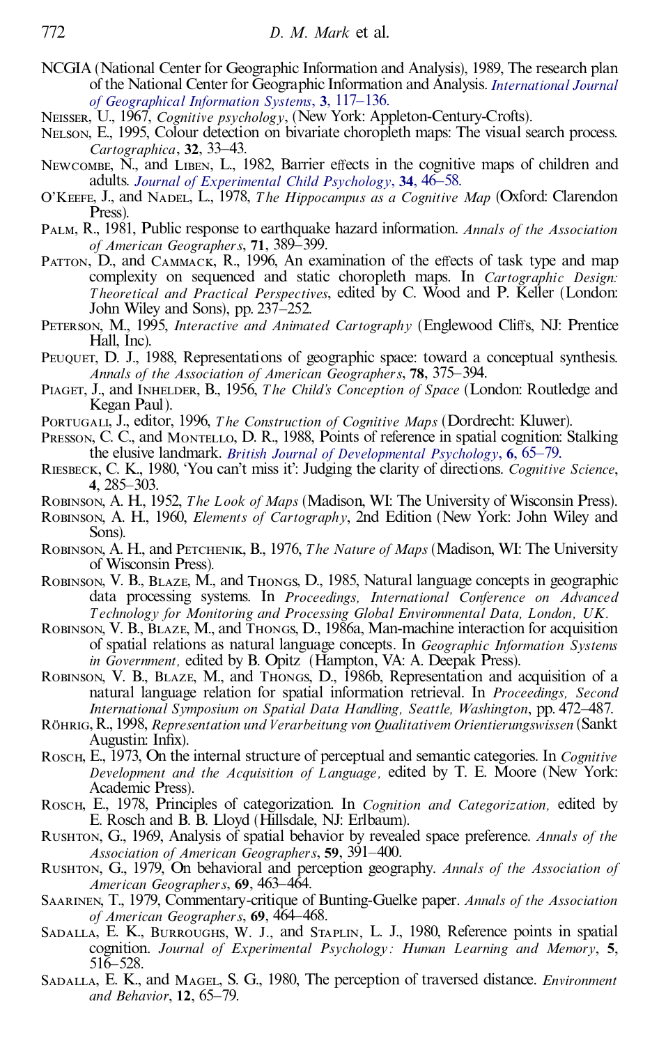NCGIA (National Center for Geographic Information and Analysis), 1989, The research plan of the National Center for Geographic Information and Analysis. *International Journal of Geographical Information Systems*, **3**, 117–136.

Neisser, U., 1967, *Cognitive psychology*, (New York: Appleton-Century-Crofts).

Nelson, E., 1995, Colour detection on bivariate choropleth maps: The visual search process. *Cartographica*, **32**, 33–43.

Newcombe, N., and Liben, L., 1982, Barrier effects in the cognitive maps of children and adults. *Journal of Experimental Child Psychology*, **34**, 46–58.

O'Keefe, J., and Nadel, L., 1978, *The Hippocampus as a Cognitive Map* (Oxford: Clarendon Press).

Palm, R., 1981, Public response to earthquake hazard information. *Annals of the Association of American Geographers*, **71**, 389–399.

Patton, D., and Cammack, R., 1996, An examination of the effects of task type and map complexity on sequenced and static choropleth maps. In *Cartographic Design: Theoretical and Practical Perspectives*, edited by C. Wood and P. Keller (London: John Wiley and Sons), pp. 237–252.

Peterson, M., 1995, *Interactive and Animated Cartography* (Englewood Cliffs, NJ: Prentice Hall, Inc).

Peuquet, D. J., 1988, Representations of geographic space: toward a conceptual synthesis. *Annals of the Association of American Geographers*, **78**, 375–394.

Piaget, J., and Inhelder, B., 1956, *The Child's Conception of Space* (London: Routledge and Kegan Paul).

Portugali, J., editor, 1996, *The Construction of Cognitive Maps* (Dordrecht: Kluwer).

Presson, C. C., and Montello, D. R., 1988, Points of reference in spatial cognition: Stalking the elusive landmark. *British Journal of Developmental Psychology*, **6**, 65–79.

Riesbeck, C. K., 1980, 'You can't miss it': Judging the clarity of directions. *Cognitive Science*, **4**, 285–303.

Robinson, A. H., 1952, *The Look of Maps* (Madison, WI: The University of Wisconsin Press).

Robinson, A. H., 1960, *Elements of Cartography*, 2nd Edition (New York: John Wiley and Sons).

Robinson, A. H., and Petchenik, B., 1976, *The Nature of Maps* (Madison, WI: The University of Wisconsin Press).

Robinson, V. B., Blaze, M., and Thongs, D., 1985, Natural language concepts in geographic data processing systems. In *Proceedings, International Conference on Advanced Technology for Monitoring and Processing Global Environmental Data, London, UK.*

Robinson, V. B., Blaze, M., and Thongs, D., 1986a, Man-machine interaction for acquisition of spatial relations as natural language concepts. In *Geographic Information Systems in Government,* edited by B. Opitz (Hampton, VA: A. Deepak Press).

Robinson, V. B., Blaze, M., and Thongs, D., 1986b, Representation and acquisition of a natural language relation for spatial information retrieval. In *Proceedings, Second International Symposium on Spatial Data Handling, Seattle, Washington*, pp. 472–487.

Röhrig, R., 1998, *Representation und Verarbeitung von Qualitativem Orientierungswissen* (Sankt Augustin: Infix).

Rosch, E., 1973, On the internal structure of perceptual and semantic categories. In *Cognitive Development and the Acquisition of Language,* edited by T. E. Moore (New York: Academic Press).

Rosch, E., 1978, Principles of categorization. In *Cognition and Categorization,* edited by E. Rosch and B. B. Lloyd (Hillsdale, NJ: Erlbaum).

Rushton, G., 1969, Analysis of spatial behavior by revealed space preference. *Annals of the Association of American Geographers*, **59**, 391–400.

Rushton, G., 1979, On behavioral and perception geography. *Annals of the Association of American Geographers*, **69**, 463–464.

Saarinen, T., 1979, Commentary-critique of Bunting-Guelke paper. *Annals of the Association of American Geographers*, **69**, 464–468.

Sadalla, E. K., Burroughs, W. J., and Staplin, L. J., 1980, Reference points in spatial cognition. *Journal of Experimental Psychology: Human Learning and Memory*, **5**, 516–528.

Sadalla, E. K., and Magel, S. G., 1980, The perception of traversed distance. *Environment and Behavior*, **12**, 65–79.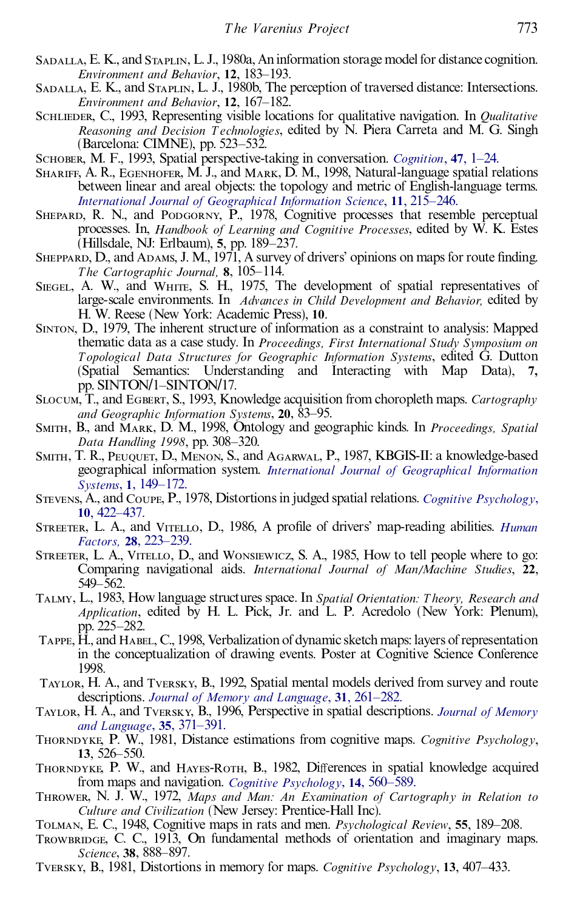Sadalla, E. K., and Staplin, L. J., 1980a, An information storage model for distance cognition. *Environment and Behavior*, **12**, 183–193.

Sadalla, E. K., and Staplin, L. J., 1980b, The perception of traversed distance: Intersections. *Environment and Behavior*, **12**, 167–182.

Schlieder, C., 1993, Representing visible locations for qualitative navigation. In *Qualitative Reasoning and Decision Technologies*, edited by N. Piera Carreta and M. G. Singh (Barcelona: CIMNE), pp. 523–532.

Schober, M. F., 1993, Spatial perspective-taking in conversation. *Cognition*, **47**, 1–24.

Shariff, A. R., Egenhofer, M. J., and Mark, D. M., 1998, Natural-language spatial relations between linear and areal objects: the topology and metric of English-language terms. *International Journal of Geographical Information Science*, **11**, 215–246.

Shepard, R. N., and Podgorny, P., 1978, Cognitive processes that resemble perceptual processes. In, *Handbook of Learning and Cognitive Processes*, edited by W. K. Estes (Hillsdale, NJ: Erlbaum), **5**, pp. 189–237.

Sheppard, D., and Adams, J. M., 1971, A survey of drivers' opinions on maps for route finding. *The Cartographic Journal,* **8**, 105–114.

Siegel, A. W., and White, S. H., 1975, The development of spatial representatives of large-scale environments. In *Advances in Child Development and Behavior,* edited by H. W. Reese (New York: Academic Press), **10**.

Sinton, D., 1979, The inherent structure of information as a constraint to analysis: Mapped thematic data as a case study. In *Proceedings, First International Study Symposium on Topological Data Structures for Geographic Information Systems*, edited G. Dutton (Spatial Semantics: Understanding and Interacting with Map Data), **7,** pp. SINTON/1–SINTON/17.

Slocum, T., and Egbert, S., 1993, Knowledge acquisition from choropleth maps. *Cartography and Geographic Information Systems*, **20**, 83–95.

Smith, B., and Mark, D. M., 1998, Ontology and geographic kinds. In *Proceedings, Spatial Data Handling 1998*, pp. 308–320.

Smith, T. R., Peuquet, D., Menon, S., and Agarwal, P., 1987, KBGIS-II: a knowledge-based geographical information system. *International Journal of Geographical Information Systems*, **1**, 149–172.

Stevens, A., and Coupe, P., 1978, Distortions in judged spatial relations. *Cognitive Psychology*, **10**, 422–437.

Streeter, L. A., and Vitello, D., 1986, A profile of drivers' map-reading abilities. *Human Factors,* **28**, 223–239.

Streeter, L. A., Vitello, D., and Wonsiewicz, S. A., 1985, How to tell people where to go: Comparing navigational aids. *International Journal of Man/Machine Studies*, **22**, 549–562.

Talmy, L., 1983, How language structures space. In *Spatial Orientation: Theory, Research and Application*, edited by H. L. Pick, Jr. and L. P. Acredolo (New York: Plenum), pp. 225–282.

Tappe, H., and Habel, C., 1998, Verbalization of dynamic sketch maps: layers of representation in the conceptualization of drawing events. Poster at Cognitive Science Conference 1998.

Taylor, H. A., and Tversky, B., 1992, Spatial mental models derived from survey and route descriptions. *Journal of Memory and Language*, **31**, 261–282.

Taylor, H. A., and Tversky, B., 1996, Perspective in spatial descriptions. *Journal of Memory and Language*, **35**, 371–391.

Thorndyke, P. W., 1981, Distance estimations from cognitive maps. *Cognitive Psychology*, **13**, 526–550.

Thorndyke, P. W., and Hayes-Roth, B., 1982, Differences in spatial knowledge acquired from maps and navigation. *Cognitive Psychology*, **14**, 560–589.

Thrower, N. J. W., 1972, *Maps and Man: An Examination of Cartography in Relation to Culture and Civilization* (New Jersey: Prentice-Hall Inc).

Tolman, E. C., 1948, Cognitive maps in rats and men. *Psychological Review*, **55**, 189–208.

Trowbridge, C. C., 1913, On fundamental methods of orientation and imaginary maps. *Science*, **38**, 888–897.

Tversky, B., 1981, Distortions in memory for maps. *Cognitive Psychology*, **13**, 407–433.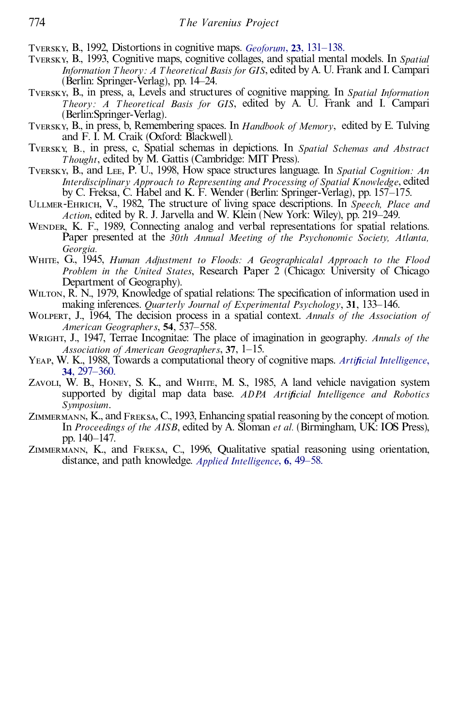Tversky, B., 1992, Distortions in cognitive maps. *Geoforum*, **23**, 131–138.

Tversky, B., 1993, Cognitive maps, cognitive collages, and spatial mental models. In *Spatial Information Theory: A Theoretical Basis for GIS*, edited by A. U. Frank and I. Campari (Berlin: Springer-Verlag), pp. 14–24.

Tversky, B., in press, a, Levels and structures of cognitive mapping. In *Spatial Information Theory: A Theoretical Basis for GIS*, edited by A. U. Frank and I. Campari (Berlin:Springer-Verlag).

Tversky, B., in press, b, Remembering spaces. In *Handbook of Memory*, edited by E. Tulving and F. I. M. Craik (Oxford: Blackwell).

Tversky, B., in press, c, Spatial schemas in depictions. In *Spatial Schemas and Abstract Thought*, edited by M. Gattis (Cambridge: MIT Press).

Tversky, B., and Lee, P. U., 1998, How space structures language. In *Spatial Cognition: An Interdisciplinary Approach to Representing and Processing of Spatial Knowledge*, edited by C. Freksa, C. Habel and K. F. Wender (Berlin: Springer-Verlag), pp. 157–175.

Ullmer-Ehrich, V., 1982, The structure of living space descriptions. In *Speech, Place and Action*, edited by R. J. Jarvella and W. Klein (New York: Wiley), pp. 219–249.

Wender, K. F., 1989, Connecting analog and verbal representations for spatial relations. Paper presented at the *30th Annual Meeting of the Psychonomic Society, Atlanta, Georgia.*

White, G., 1945, *Human Adjustment to Floods: A Geographicalal Approach to the Flood Problem in the United States*, Research Paper 2 (Chicago: University of Chicago Department of Geography).

Wilton, R. N., 1979, Knowledge of spatial relations: The specification of information used in making inferences. *Quarterly Journal of Experimental Psychology*, **31**, 133–146.

Wolpert, J., 1964, The decision process in a spatial context. *Annals of the Association of American Geographers*, **54**, 537–558.

Wright, J., 1947, Terrae Incognitae: The place of imagination in geography. *Annals of the Association of American Geographers*, **37**, 1–15.

Yeap, W. K., 1988, Towards a computational theory of cognitive maps. *Artificial Intelligence*, **34**, 297–360.

Zavoli, W. B., Honey, S. K., and White, M. S., 1985, A land vehicle navigation system supported by digital map data base. *ADPA Artificial Intelligence and Robotics Symposium*.

Zimmermann, K., and Freksa, C., 1993, Enhancing spatial reasoning by the concept of motion. In *Proceedings of the AISB*, edited by A. Sloman *et al.* (Birmingham, UK: IOS Press), pp. 140–147.

Zimmermann, K., and Freksa, C., 1996, Qualitative spatial reasoning using orientation, distance, and path knowledge. *Applied Intelligence*, **6**, 49–58.